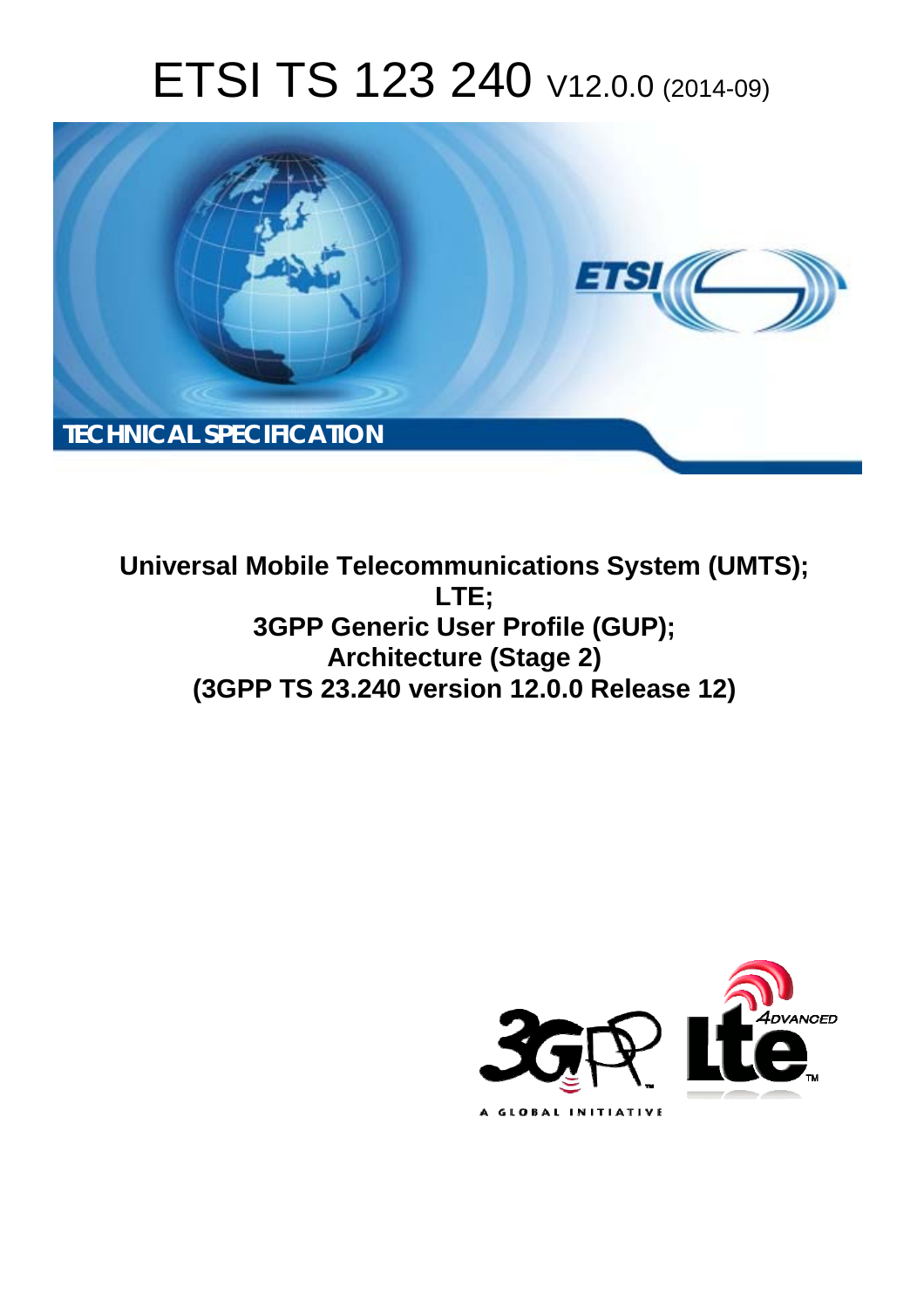# ETSI TS 123 240 V12.0.0 (2014-09)

TECHNICAL SPECIFICATION

**Universal Mobile Telecommunications System (UMTS);**
**LTE;**
**3GPP Generic User Profile (GUP);**
**Architecture (Stage 2)**
**(3GPP TS 23.240 version 12.0.0 Release 12)**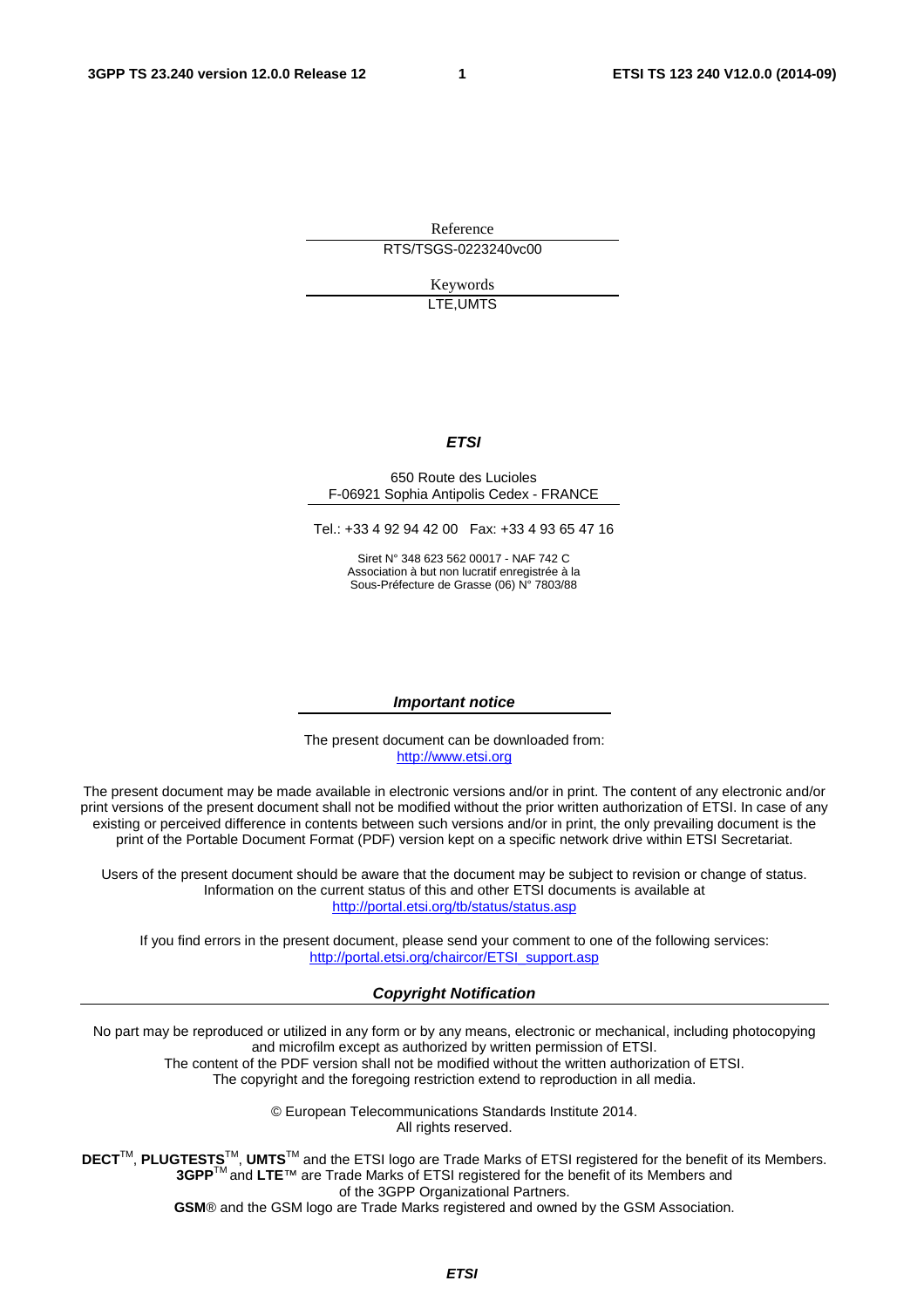Reference

RTS/TSGS-0223240vc00

Keywords

LTE,UMTS

***ETSI***

650 Route des Lucioles
F-06921 Sophia Antipolis Cedex - FRANCE

Tel.: +33 4 92 94 42 00 Fax: +33 4 93 65 47 16

Siret N° 348 623 562 00017 - NAF 742 C
Association à but non lucratif enregistrée à la
Sous-Préfecture de Grasse (06) N° 7803/88

***Important notice***

The present document can be downloaded from:
http://www.etsi.org

The present document may be made available in electronic versions and/or in print. The content of any electronic and/or print versions of the present document shall not be modified without the prior written authorization of ETSI. In case of any existing or perceived difference in contents between such versions and/or in print, the only prevailing document is the print of the Portable Document Format (PDF) version kept on a specific network drive within ETSI Secretariat.

Users of the present document should be aware that the document may be subject to revision or change of status. Information on the current status of this and other ETSI documents is available at
http://portal.etsi.org/tb/status/status.asp

If you find errors in the present document, please send your comment to one of the following services:
http://portal.etsi.org/chaircor/ETSI_support.asp

***Copyright Notification***

No part may be reproduced or utilized in any form or by any means, electronic or mechanical, including photocopying and microfilm except as authorized by written permission of ETSI.
The content of the PDF version shall not be modified without the written authorization of ETSI.
The copyright and the foregoing restriction extend to reproduction in all media.

© European Telecommunications Standards Institute 2014.
All rights reserved.

**DECT**™, **PLUGTESTS**™, **UMTS**™ and the ETSI logo are Trade Marks of ETSI registered for the benefit of its Members.
**3GPP**™ and **LTE**™ are Trade Marks of ETSI registered for the benefit of its Members and of the 3GPP Organizational Partners.
**GSM**® and the GSM logo are Trade Marks registered and owned by the GSM Association.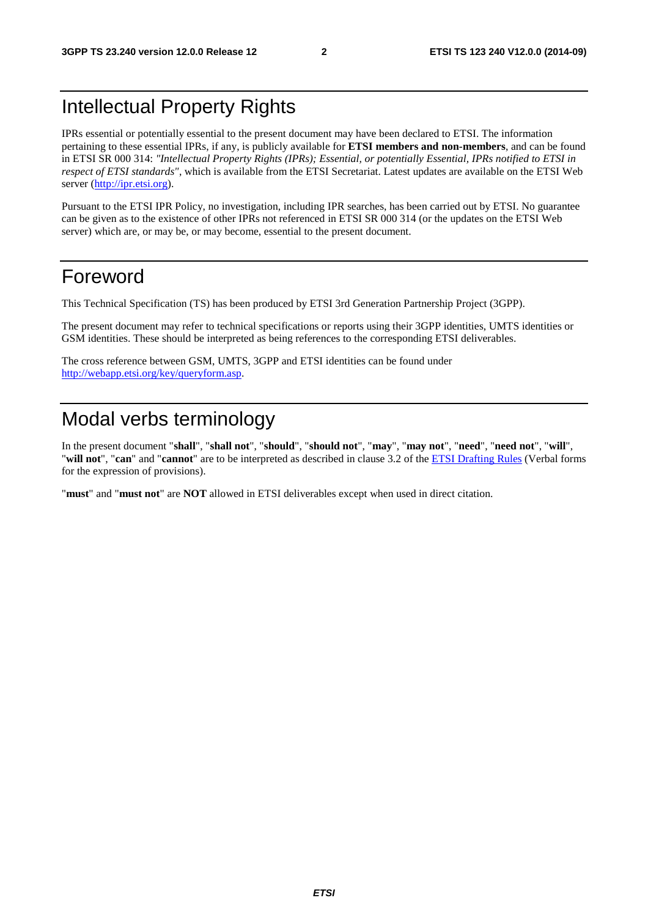# Intellectual Property Rights

IPRs essential or potentially essential to the present document may have been declared to ETSI. The information pertaining to these essential IPRs, if any, is publicly available for **ETSI members and non-members**, and can be found in ETSI SR 000 314: *"Intellectual Property Rights (IPRs); Essential, or potentially Essential, IPRs notified to ETSI in respect of ETSI standards"*, which is available from the ETSI Secretariat. Latest updates are available on the ETSI Web server (http://ipr.etsi.org).

Pursuant to the ETSI IPR Policy, no investigation, including IPR searches, has been carried out by ETSI. No guarantee can be given as to the existence of other IPRs not referenced in ETSI SR 000 314 (or the updates on the ETSI Web server) which are, or may be, or may become, essential to the present document.

# Foreword

This Technical Specification (TS) has been produced by ETSI 3rd Generation Partnership Project (3GPP).

The present document may refer to technical specifications or reports using their 3GPP identities, UMTS identities or GSM identities. These should be interpreted as being references to the corresponding ETSI deliverables.

The cross reference between GSM, UMTS, 3GPP and ETSI identities can be found under http://webapp.etsi.org/key/queryform.asp.

# Modal verbs terminology

In the present document "**shall**", "**shall not**", "**should**", "**should not**", "**may**", "**may not**", "**need**", "**need not**", "**will**", "**will not**", "**can**" and "**cannot**" are to be interpreted as described in clause 3.2 of the ETSI Drafting Rules (Verbal forms for the expression of provisions).

"**must**" and "**must not**" are **NOT** allowed in ETSI deliverables except when used in direct citation.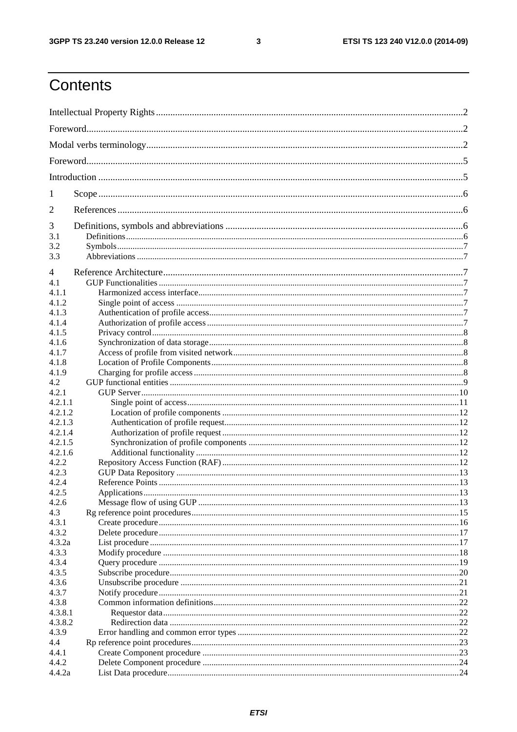# Contents

Intellectual Property Rights ..... 2

Foreword ..... 2

Modal verbs terminology ..... 2

Foreword ..... 5

Introduction ..... 5

1 Scope ..... 6

2 References ..... 6

3 Definitions, symbols and abbreviations ..... 6

3.1 Definitions ..... 6

3.2 Symbols ..... 7

3.3 Abbreviations ..... 7

4 Reference Architecture ..... 7

4.1 GUP Functionalities ..... 7

4.1.1 Harmonized access interface ..... 7

4.1.2 Single point of access ..... 7

4.1.3 Authentication of profile access ..... 7

4.1.4 Authorization of profile access ..... 7

4.1.5 Privacy control ..... 8

4.1.6 Synchronization of data storage ..... 8

4.1.7 Access of profile from visited network ..... 8

4.1.8 Location of Profile Components ..... 8

4.1.9 Charging for profile access ..... 8

4.2 GUP functional entities ..... 9

4.2.1 GUP Server ..... 10

4.2.1.1 Single point of access ..... 11

4.2.1.2 Location of profile components ..... 12

4.2.1.3 Authentication of profile request ..... 12

4.2.1.4 Authorization of profile request ..... 12

4.2.1.5 Synchronization of profile components ..... 12

4.2.1.6 Additional functionality ..... 12

4.2.2 Repository Access Function (RAF) ..... 12

4.2.3 GUP Data Repository ..... 13

4.2.4 Reference Points ..... 13

4.2.5 Applications ..... 13

4.2.6 Message flow of using GUP ..... 13

4.3 Rg reference point procedures ..... 15

4.3.1 Create procedure ..... 16

4.3.2 Delete procedure ..... 17

4.3.2a List procedure ..... 17

4.3.3 Modify procedure ..... 18

4.3.4 Query procedure ..... 19

4.3.5 Subscribe procedure ..... 20

4.3.6 Unsubscribe procedure ..... 21

4.3.7 Notify procedure ..... 21

4.3.8 Common information definitions ..... 22

4.3.8.1 Requestor data ..... 22

4.3.8.2 Redirection data ..... 22

4.3.9 Error handling and common error types ..... 22

4.4 Rp reference point procedures ..... 23

4.4.1 Create Component procedure ..... 23

4.4.2 Delete Component procedure ..... 24

4.4.2a List Data procedure ..... 24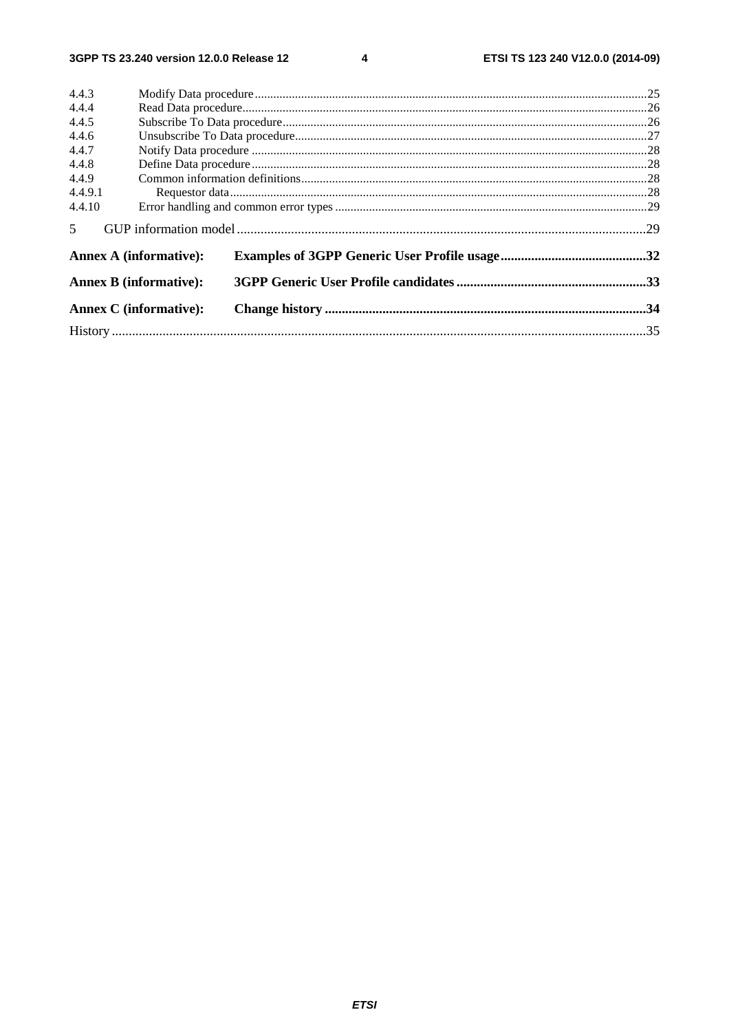4.4.3 Modify Data procedure .....25
4.4.4 Read Data procedure .....26
4.4.5 Subscribe To Data procedure .....26
4.4.6 Unsubscribe To Data procedure .....27
4.4.7 Notify Data procedure .....28
4.4.8 Define Data procedure .....28
4.4.9 Common information definitions .....28
4.4.9.1 Requestor data .....28
4.4.10 Error handling and common error types .....29

5 GUP information model .....29

**Annex A (informative): Examples of 3GPP Generic User Profile usage .....32**

**Annex B (informative): 3GPP Generic User Profile candidates .....33**

**Annex C (informative): Change history .....34**

History .....35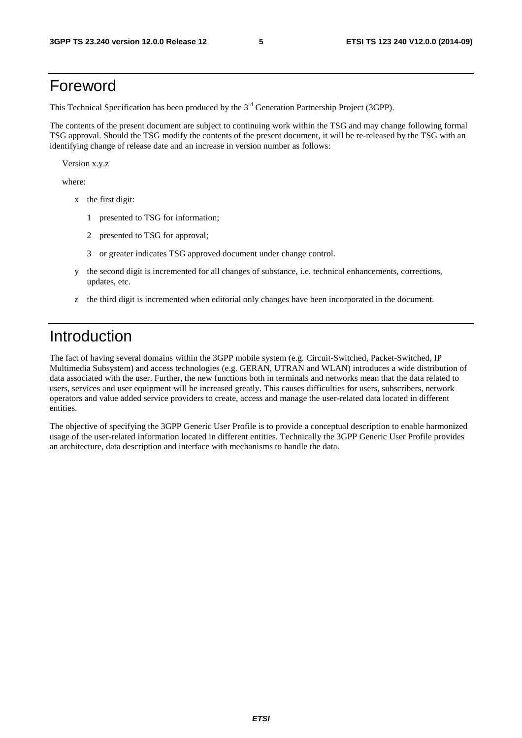# Foreword

This Technical Specification has been produced by the 3rd Generation Partnership Project (3GPP).

The contents of the present document are subject to continuing work within the TSG and may change following formal TSG approval. Should the TSG modify the contents of the present document, it will be re-released by the TSG with an identifying change of release date and an increase in version number as follows:

Version x.y.z

where:

- x the first digit:
    - 1 presented to TSG for information;
    - 2 presented to TSG for approval;
    - 3 or greater indicates TSG approved document under change control.
- y the second digit is incremented for all changes of substance, i.e. technical enhancements, corrections, updates, etc.
- z the third digit is incremented when editorial only changes have been incorporated in the document.

# Introduction

The fact of having several domains within the 3GPP mobile system (e.g. Circuit-Switched, Packet-Switched, IP Multimedia Subsystem) and access technologies (e.g. GERAN, UTRAN and WLAN) introduces a wide distribution of data associated with the user. Further, the new functions both in terminals and networks mean that the data related to users, services and user equipment will be increased greatly. This causes difficulties for users, subscribers, network operators and value added service providers to create, access and manage the user-related data located in different entities.

The objective of specifying the 3GPP Generic User Profile is to provide a conceptual description to enable harmonized usage of the user-related information located in different entities. Technically the 3GPP Generic User Profile provides an architecture, data description and interface with mechanisms to handle the data.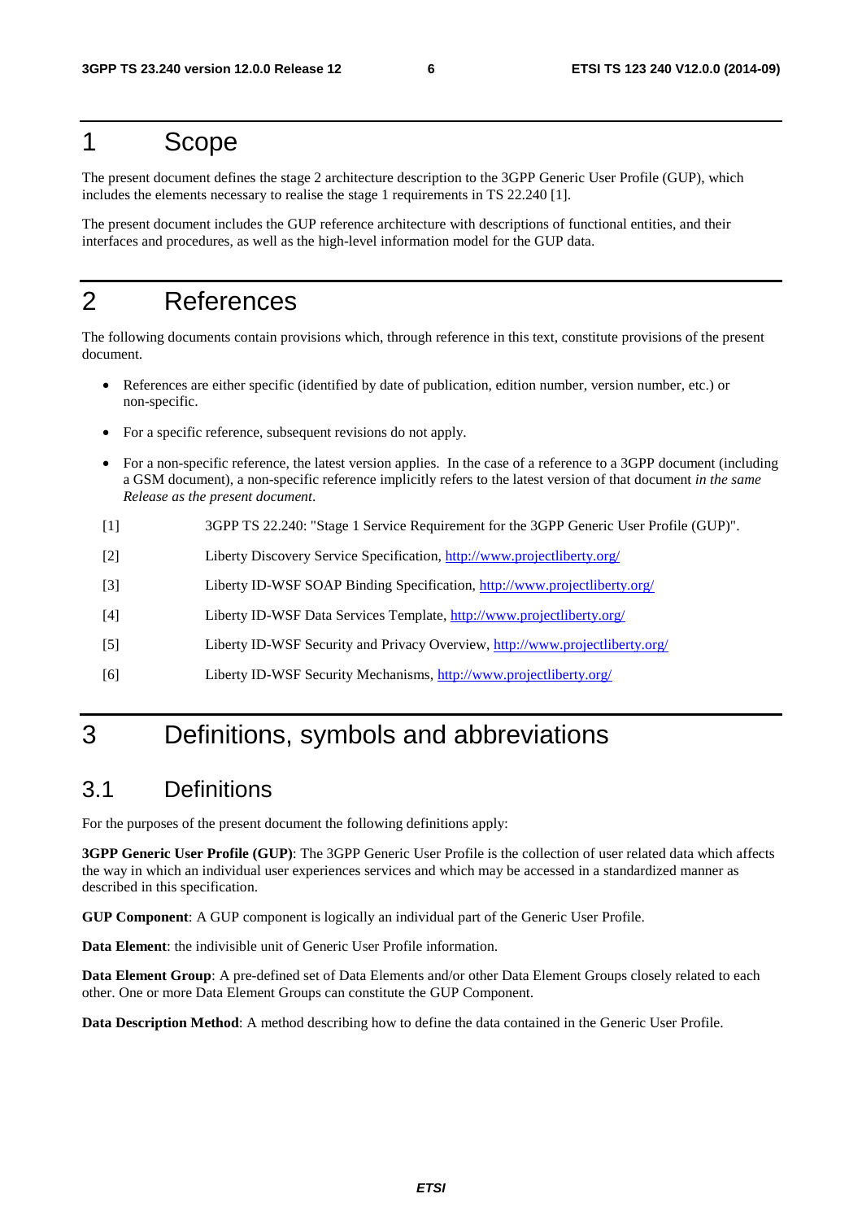# 1 Scope

The present document defines the stage 2 architecture description to the 3GPP Generic User Profile (GUP), which includes the elements necessary to realise the stage 1 requirements in TS 22.240 [1].

The present document includes the GUP reference architecture with descriptions of functional entities, and their interfaces and procedures, as well as the high-level information model for the GUP data.

# 2 References

The following documents contain provisions which, through reference in this text, constitute provisions of the present document.

- References are either specific (identified by date of publication, edition number, version number, etc.) or non-specific.
- For a specific reference, subsequent revisions do not apply.
- For a non-specific reference, the latest version applies. In the case of a reference to a 3GPP document (including a GSM document), a non-specific reference implicitly refers to the latest version of that document *in the same Release as the present document*.

[1] 3GPP TS 22.240: "Stage 1 Service Requirement for the 3GPP Generic User Profile (GUP)".

[2] Liberty Discovery Service Specification, http://www.projectliberty.org/

[3] Liberty ID-WSF SOAP Binding Specification, http://www.projectliberty.org/

[4] Liberty ID-WSF Data Services Template, http://www.projectliberty.org/

[5] Liberty ID-WSF Security and Privacy Overview, http://www.projectliberty.org/

[6] Liberty ID-WSF Security Mechanisms, http://www.projectliberty.org/

# 3 Definitions, symbols and abbreviations

## 3.1 Definitions

For the purposes of the present document the following definitions apply:

**3GPP Generic User Profile (GUP)**: The 3GPP Generic User Profile is the collection of user related data which affects the way in which an individual user experiences services and which may be accessed in a standardized manner as described in this specification.

**GUP Component**: A GUP component is logically an individual part of the Generic User Profile.

**Data Element**: the indivisible unit of Generic User Profile information.

**Data Element Group**: A pre-defined set of Data Elements and/or other Data Element Groups closely related to each other. One or more Data Element Groups can constitute the GUP Component.

**Data Description Method**: A method describing how to define the data contained in the Generic User Profile.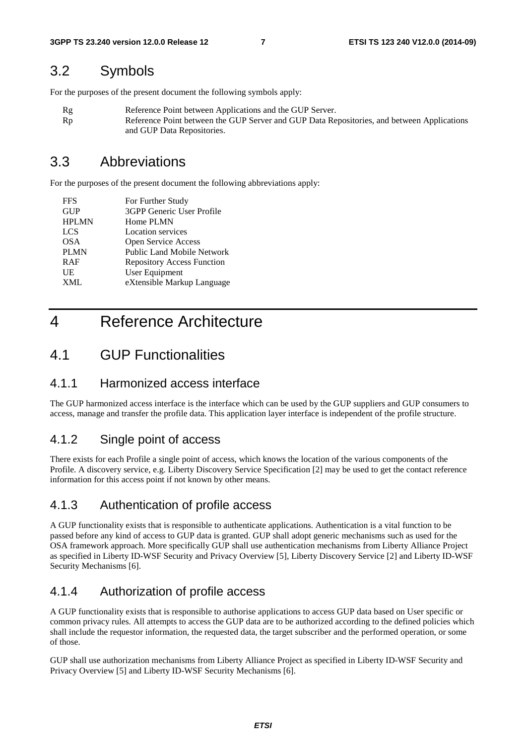## 3.2 Symbols

For the purposes of the present document the following symbols apply:

| | |
|---|---|
| Rg | Reference Point between Applications and the GUP Server. |
| Rp | Reference Point between the GUP Server and GUP Data Repositories, and between Applications and GUP Data Repositories. |

## 3.3 Abbreviations

For the purposes of the present document the following abbreviations apply:

| | |
|---|---|
| FFS | For Further Study |
| GUP | 3GPP Generic User Profile |
| HPLMN | Home PLMN |
| LCS | Location services |
| OSA | Open Service Access |
| PLMN | Public Land Mobile Network |
| RAF | Repository Access Function |
| UE | User Equipment |
| XML | eXtensible Markup Language |

# 4 Reference Architecture

## 4.1 GUP Functionalities

### 4.1.1 Harmonized access interface

The GUP harmonized access interface is the interface which can be used by the GUP suppliers and GUP consumers to access, manage and transfer the profile data. This application layer interface is independent of the profile structure.

### 4.1.2 Single point of access

There exists for each Profile a single point of access, which knows the location of the various components of the Profile. A discovery service, e.g. Liberty Discovery Service Specification [2] may be used to get the contact reference information for this access point if not known by other means.

### 4.1.3 Authentication of profile access

A GUP functionality exists that is responsible to authenticate applications. Authentication is a vital function to be passed before any kind of access to GUP data is granted. GUP shall adopt generic mechanisms such as used for the OSA framework approach. More specifically GUP shall use authentication mechanisms from Liberty Alliance Project as specified in Liberty ID-WSF Security and Privacy Overview [5], Liberty Discovery Service [2] and Liberty ID-WSF Security Mechanisms [6].

### 4.1.4 Authorization of profile access

A GUP functionality exists that is responsible to authorise applications to access GUP data based on User specific or common privacy rules. All attempts to access the GUP data are to be authorized according to the defined policies which shall include the requestor information, the requested data, the target subscriber and the performed operation, or some of those.

GUP shall use authorization mechanisms from Liberty Alliance Project as specified in Liberty ID-WSF Security and Privacy Overview [5] and Liberty ID-WSF Security Mechanisms [6].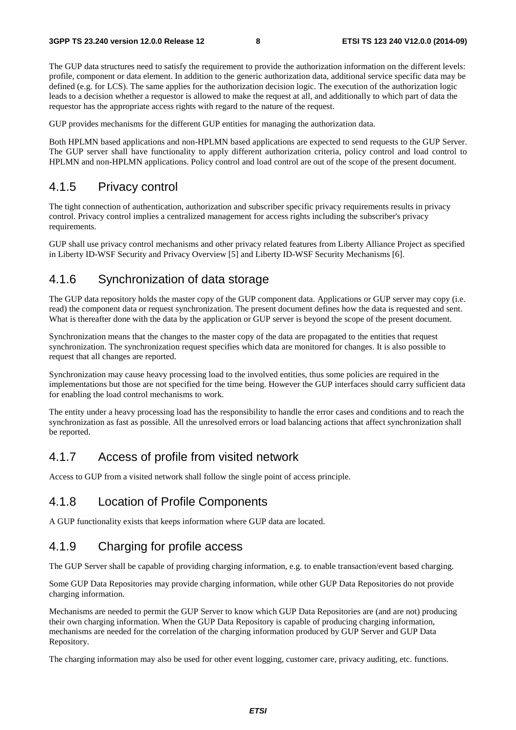The GUP data structures need to satisfy the requirement to provide the authorization information on the different levels: profile, component or data element. In addition to the generic authorization data, additional service specific data may be defined (e.g. for LCS). The same applies for the authorization decision logic. The execution of the authorization logic leads to a decision whether a requestor is allowed to make the request at all, and additionally to which part of data the requestor has the appropriate access rights with regard to the nature of the request.

GUP provides mechanisms for the different GUP entities for managing the authorization data.

Both HPLMN based applications and non-HPLMN based applications are expected to send requests to the GUP Server. The GUP server shall have functionality to apply different authorization criteria, policy control and load control to HPLMN and non-HPLMN applications. Policy control and load control are out of the scope of the present document.

### 4.1.5 Privacy control

The tight connection of authentication, authorization and subscriber specific privacy requirements results in privacy control. Privacy control implies a centralized management for access rights including the subscriber's privacy requirements.

GUP shall use privacy control mechanisms and other privacy related features from Liberty Alliance Project as specified in Liberty ID-WSF Security and Privacy Overview [5] and Liberty ID-WSF Security Mechanisms [6].

### 4.1.6 Synchronization of data storage

The GUP data repository holds the master copy of the GUP component data. Applications or GUP server may copy (i.e. read) the component data or request synchronization. The present document defines how the data is requested and sent. What is thereafter done with the data by the application or GUP server is beyond the scope of the present document.

Synchronization means that the changes to the master copy of the data are propagated to the entities that request synchronization. The synchronization request specifies which data are monitored for changes. It is also possible to request that all changes are reported.

Synchronization may cause heavy processing load to the involved entities, thus some policies are required in the implementations but those are not specified for the time being. However the GUP interfaces should carry sufficient data for enabling the load control mechanisms to work.

The entity under a heavy processing load has the responsibility to handle the error cases and conditions and to reach the synchronization as fast as possible. All the unresolved errors or load balancing actions that affect synchronization shall be reported.

### 4.1.7 Access of profile from visited network

Access to GUP from a visited network shall follow the single point of access principle.

### 4.1.8 Location of Profile Components

A GUP functionality exists that keeps information where GUP data are located.

### 4.1.9 Charging for profile access

The GUP Server shall be capable of providing charging information, e.g. to enable transaction/event based charging.

Some GUP Data Repositories may provide charging information, while other GUP Data Repositories do not provide charging information.

Mechanisms are needed to permit the GUP Server to know which GUP Data Repositories are (and are not) producing their own charging information. When the GUP Data Repository is capable of producing charging information, mechanisms are needed for the correlation of the charging information produced by GUP Server and GUP Data Repository.

The charging information may also be used for other event logging, customer care, privacy auditing, etc. functions.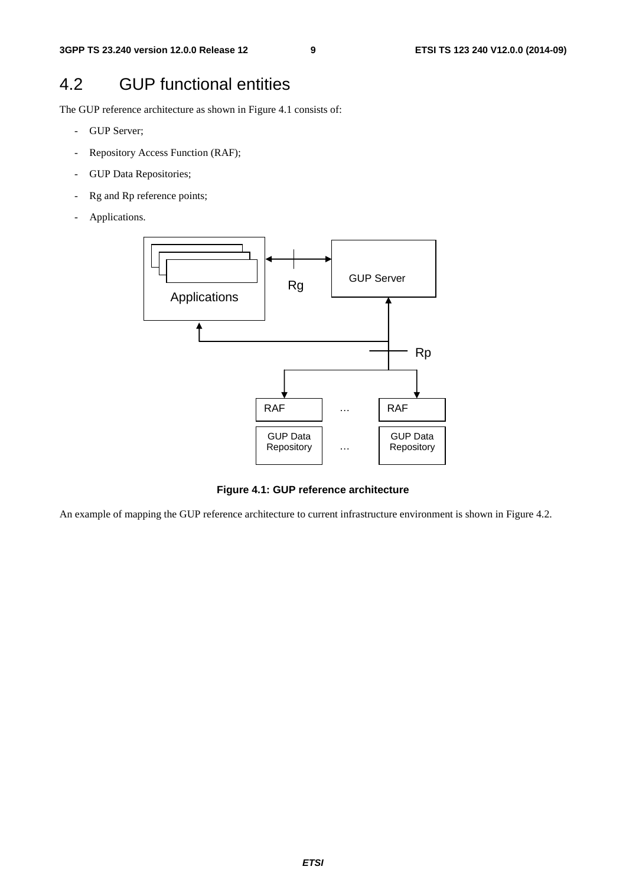## 4.2 GUP functional entities

The GUP reference architecture as shown in Figure 4.1 consists of:

- GUP Server;
- Repository Access Function (RAF);
- GUP Data Repositories;
- Rg and Rp reference points;
- Applications.

**Figure 4.1: GUP reference architecture**

An example of mapping the GUP reference architecture to current infrastructure environment is shown in Figure 4.2.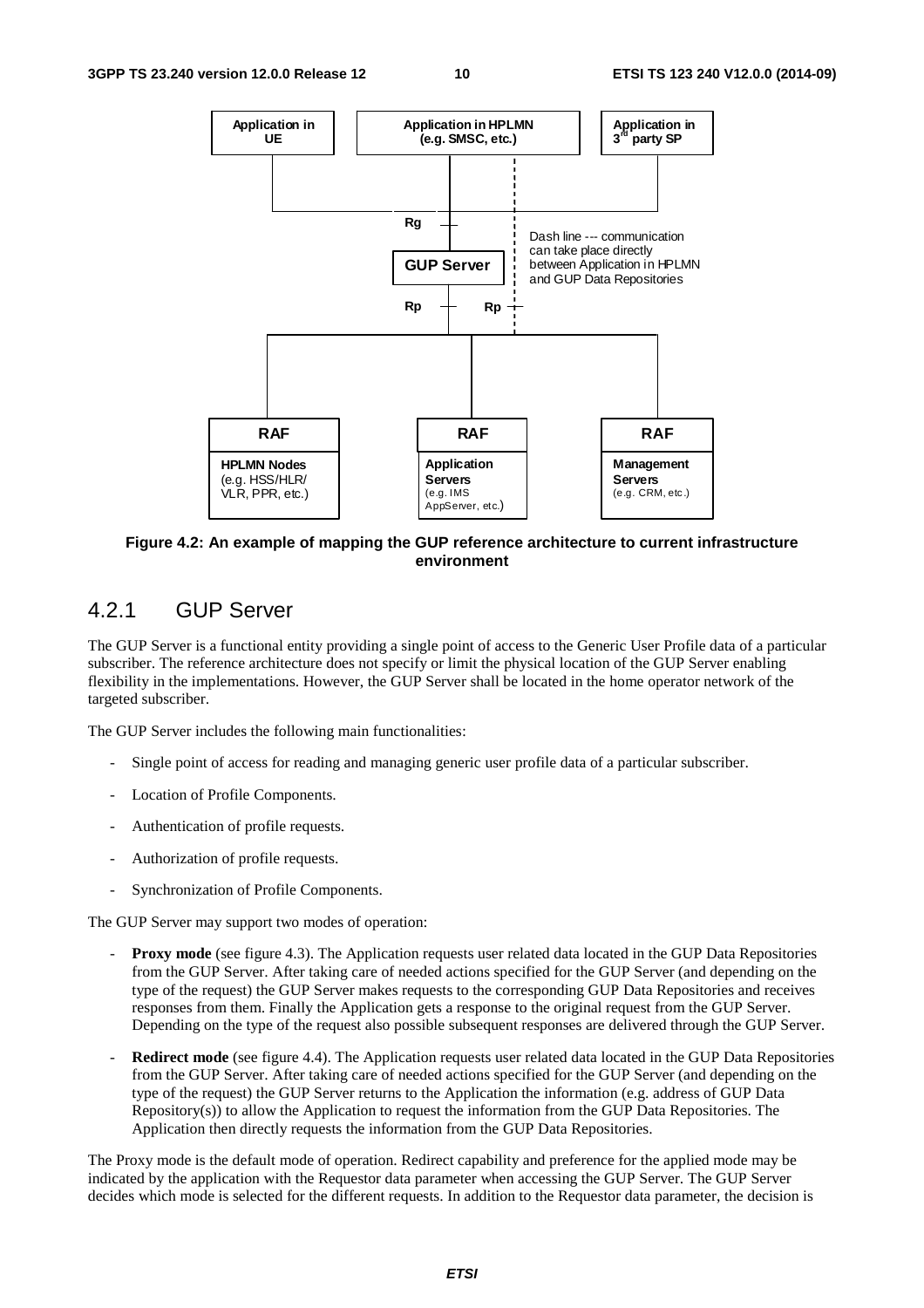Figure 4.2: An example of mapping the GUP reference architecture to current infrastructure environment

### 4.2.1 GUP Server

The GUP Server is a functional entity providing a single point of access to the Generic User Profile data of a particular subscriber. The reference architecture does not specify or limit the physical location of the GUP Server enabling flexibility in the implementations. However, the GUP Server shall be located in the home operator network of the targeted subscriber.

The GUP Server includes the following main functionalities:

- Single point of access for reading and managing generic user profile data of a particular subscriber.
- Location of Profile Components.
- Authentication of profile requests.
- Authorization of profile requests.
- Synchronization of Profile Components.

The GUP Server may support two modes of operation:

- **Proxy mode** (see figure 4.3). The Application requests user related data located in the GUP Data Repositories from the GUP Server. After taking care of needed actions specified for the GUP Server (and depending on the type of the request) the GUP Server makes requests to the corresponding GUP Data Repositories and receives responses from them. Finally the Application gets a response to the original request from the GUP Server. Depending on the type of the request also possible subsequent responses are delivered through the GUP Server.
- **Redirect mode** (see figure 4.4). The Application requests user related data located in the GUP Data Repositories from the GUP Server. After taking care of needed actions specified for the GUP Server (and depending on the type of the request) the GUP Server returns to the Application the information (e.g. address of GUP Data Repository(s)) to allow the Application to request the information from the GUP Data Repositories. The Application then directly requests the information from the GUP Data Repositories.

The Proxy mode is the default mode of operation. Redirect capability and preference for the applied mode may be indicated by the application with the Requestor data parameter when accessing the GUP Server. The GUP Server decides which mode is selected for the different requests. In addition to the Requestor data parameter, the decision is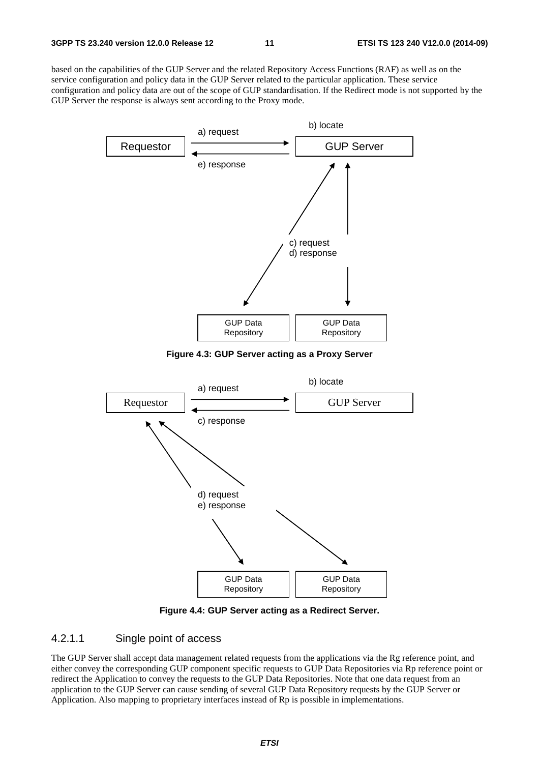based on the capabilities of the GUP Server and the related Repository Access Functions (RAF) as well as on the service configuration and policy data in the GUP Server related to the particular application. These service configuration and policy data are out of the scope of GUP standardisation. If the Redirect mode is not supported by the GUP Server the response is always sent according to the Proxy mode.

**Figure 4.3: GUP Server acting as a Proxy Server**

**Figure 4.4: GUP Server acting as a Redirect Server.**

### 4.2.1.1 Single point of access

The GUP Server shall accept data management related requests from the applications via the Rg reference point, and either convey the corresponding GUP component specific requests to GUP Data Repositories via Rp reference point or redirect the Application to convey the requests to the GUP Data Repositories. Note that one data request from an application to the GUP Server can cause sending of several GUP Data Repository requests by the GUP Server or Application. Also mapping to proprietary interfaces instead of Rp is possible in implementations.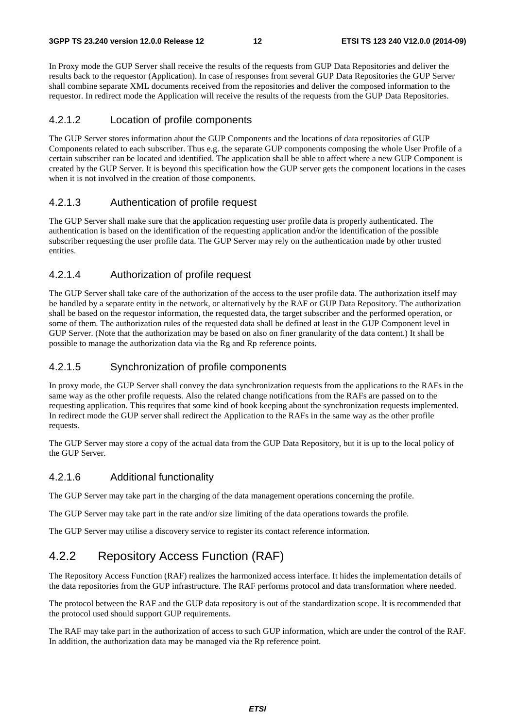In Proxy mode the GUP Server shall receive the results of the requests from GUP Data Repositories and deliver the results back to the requestor (Application). In case of responses from several GUP Data Repositories the GUP Server shall combine separate XML documents received from the repositories and deliver the composed information to the requestor. In redirect mode the Application will receive the results of the requests from the GUP Data Repositories.

#### 4.2.1.2 Location of profile components

The GUP Server stores information about the GUP Components and the locations of data repositories of GUP Components related to each subscriber. Thus e.g. the separate GUP components composing the whole User Profile of a certain subscriber can be located and identified. The application shall be able to affect where a new GUP Component is created by the GUP Server. It is beyond this specification how the GUP server gets the component locations in the cases when it is not involved in the creation of those components.

#### 4.2.1.3 Authentication of profile request

The GUP Server shall make sure that the application requesting user profile data is properly authenticated. The authentication is based on the identification of the requesting application and/or the identification of the possible subscriber requesting the user profile data. The GUP Server may rely on the authentication made by other trusted entities.

#### 4.2.1.4 Authorization of profile request

The GUP Server shall take care of the authorization of the access to the user profile data. The authorization itself may be handled by a separate entity in the network, or alternatively by the RAF or GUP Data Repository. The authorization shall be based on the requestor information, the requested data, the target subscriber and the performed operation, or some of them. The authorization rules of the requested data shall be defined at least in the GUP Component level in GUP Server. (Note that the authorization may be based on also on finer granularity of the data content.) It shall be possible to manage the authorization data via the Rg and Rp reference points.

#### 4.2.1.5 Synchronization of profile components

In proxy mode, the GUP Server shall convey the data synchronization requests from the applications to the RAFs in the same way as the other profile requests. Also the related change notifications from the RAFs are passed on to the requesting application. This requires that some kind of book keeping about the synchronization requests implemented. In redirect mode the GUP server shall redirect the Application to the RAFs in the same way as the other profile requests.

The GUP Server may store a copy of the actual data from the GUP Data Repository, but it is up to the local policy of the GUP Server.

#### 4.2.1.6 Additional functionality

The GUP Server may take part in the charging of the data management operations concerning the profile.

The GUP Server may take part in the rate and/or size limiting of the data operations towards the profile.

The GUP Server may utilise a discovery service to register its contact reference information.

### 4.2.2 Repository Access Function (RAF)

The Repository Access Function (RAF) realizes the harmonized access interface. It hides the implementation details of the data repositories from the GUP infrastructure. The RAF performs protocol and data transformation where needed.

The protocol between the RAF and the GUP data repository is out of the standardization scope. It is recommended that the protocol used should support GUP requirements.

The RAF may take part in the authorization of access to such GUP information, which are under the control of the RAF. In addition, the authorization data may be managed via the Rp reference point.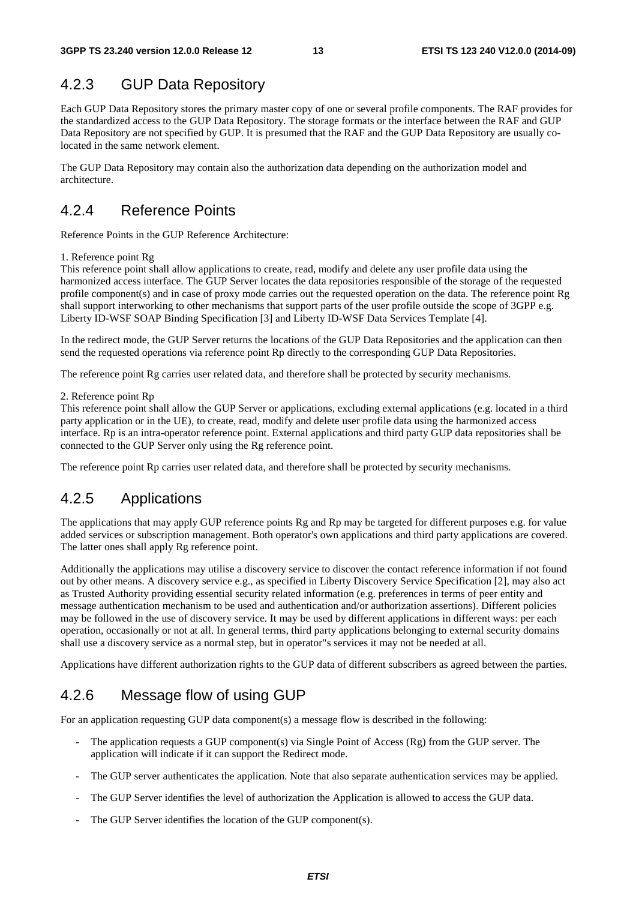### 4.2.3 GUP Data Repository

Each GUP Data Repository stores the primary master copy of one or several profile components. The RAF provides for the standardized access to the GUP Data Repository. The storage formats or the interface between the RAF and GUP Data Repository are not specified by GUP. It is presumed that the RAF and the GUP Data Repository are usually co-located in the same network element.

The GUP Data Repository may contain also the authorization data depending on the authorization model and architecture.

### 4.2.4 Reference Points

Reference Points in the GUP Reference Architecture:

1. Reference point Rg
This reference point shall allow applications to create, read, modify and delete any user profile data using the harmonized access interface. The GUP Server locates the data repositories responsible of the storage of the requested profile component(s) and in case of proxy mode carries out the requested operation on the data. The reference point Rg shall support interworking to other mechanisms that support parts of the user profile outside the scope of 3GPP e.g. Liberty ID-WSF SOAP Binding Specification [3] and Liberty ID-WSF Data Services Template [4].

In the redirect mode, the GUP Server returns the locations of the GUP Data Repositories and the application can then send the requested operations via reference point Rp directly to the corresponding GUP Data Repositories.

The reference point Rg carries user related data, and therefore shall be protected by security mechanisms.

2. Reference point Rp
This reference point shall allow the GUP Server or applications, excluding external applications (e.g. located in a third party application or in the UE), to create, read, modify and delete user profile data using the harmonized access interface. Rp is an intra-operator reference point. External applications and third party GUP data repositories shall be connected to the GUP Server only using the Rg reference point.

The reference point Rp carries user related data, and therefore shall be protected by security mechanisms.

### 4.2.5 Applications

The applications that may apply GUP reference points Rg and Rp may be targeted for different purposes e.g. for value added services or subscription management. Both operator's own applications and third party applications are covered. The latter ones shall apply Rg reference point.

Additionally the applications may utilise a discovery service to discover the contact reference information if not found out by other means. A discovery service e.g., as specified in Liberty Discovery Service Specification [2], may also act as Trusted Authority providing essential security related information (e.g. preferences in terms of peer entity and message authentication mechanism to be used and authentication and/or authorization assertions). Different policies may be followed in the use of discovery service. It may be used by different applications in different ways: per each operation, occasionally or not at all. In general terms, third party applications belonging to external security domains shall use a discovery service as a normal step, but in operator"s services it may not be needed at all.

Applications have different authorization rights to the GUP data of different subscribers as agreed between the parties.

### 4.2.6 Message flow of using GUP

For an application requesting GUP data component(s) a message flow is described in the following:

- The application requests a GUP component(s) via Single Point of Access (Rg) from the GUP server. The application will indicate if it can support the Redirect mode.
- The GUP server authenticates the application. Note that also separate authentication services may be applied.
- The GUP Server identifies the level of authorization the Application is allowed to access the GUP data.
- The GUP Server identifies the location of the GUP component(s).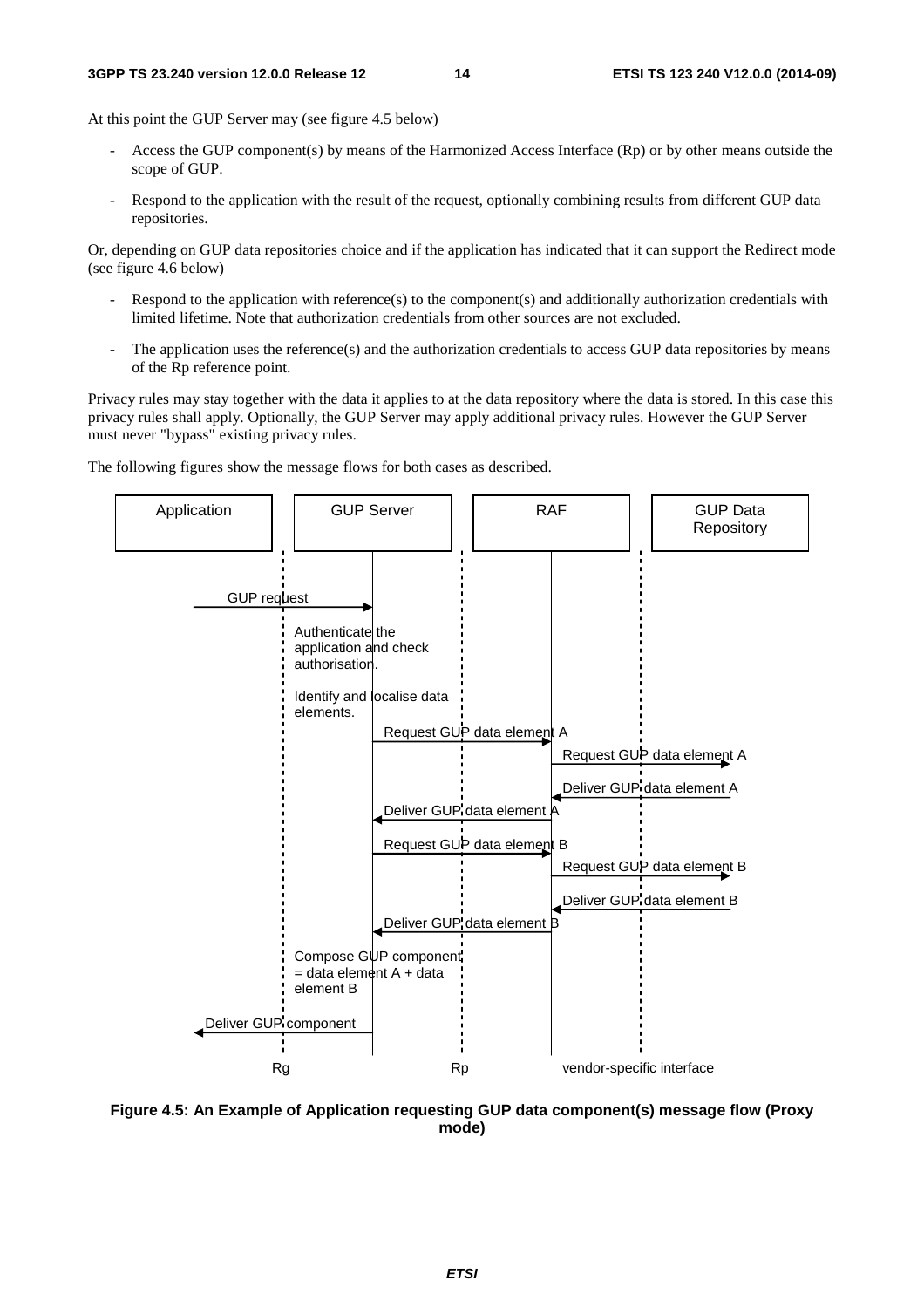At this point the GUP Server may (see figure 4.5 below)

- Access the GUP component(s) by means of the Harmonized Access Interface (Rp) or by other means outside the scope of GUP.
- Respond to the application with the result of the request, optionally combining results from different GUP data repositories.

Or, depending on GUP data repositories choice and if the application has indicated that it can support the Redirect mode (see figure 4.6 below)

- Respond to the application with reference(s) to the component(s) and additionally authorization credentials with limited lifetime. Note that authorization credentials from other sources are not excluded.
- The application uses the reference(s) and the authorization credentials to access GUP data repositories by means of the Rp reference point.

Privacy rules may stay together with the data it applies to at the data repository where the data is stored. In this case this privacy rules shall apply. Optionally, the GUP Server may apply additional privacy rules. However the GUP Server must never "bypass" existing privacy rules.

The following figures show the message flows for both cases as described.

Application | GUP Server | RAF | GUP Data Repository

GUP request

Authenticate the application and check authorisation.

Identify and localise data elements.

Request GUP data element A

Request GUP data element A

Deliver GUP data element A

Deliver GUP data element A

Request GUP data element B

Request GUP data element B

Deliver GUP data element B

Deliver GUP data element B

Compose GUP component = data element A + data element B

Deliver GUP component

Rg | Rp | vendor-specific interface

**Figure 4.5: An Example of Application requesting GUP data component(s) message flow (Proxy mode)**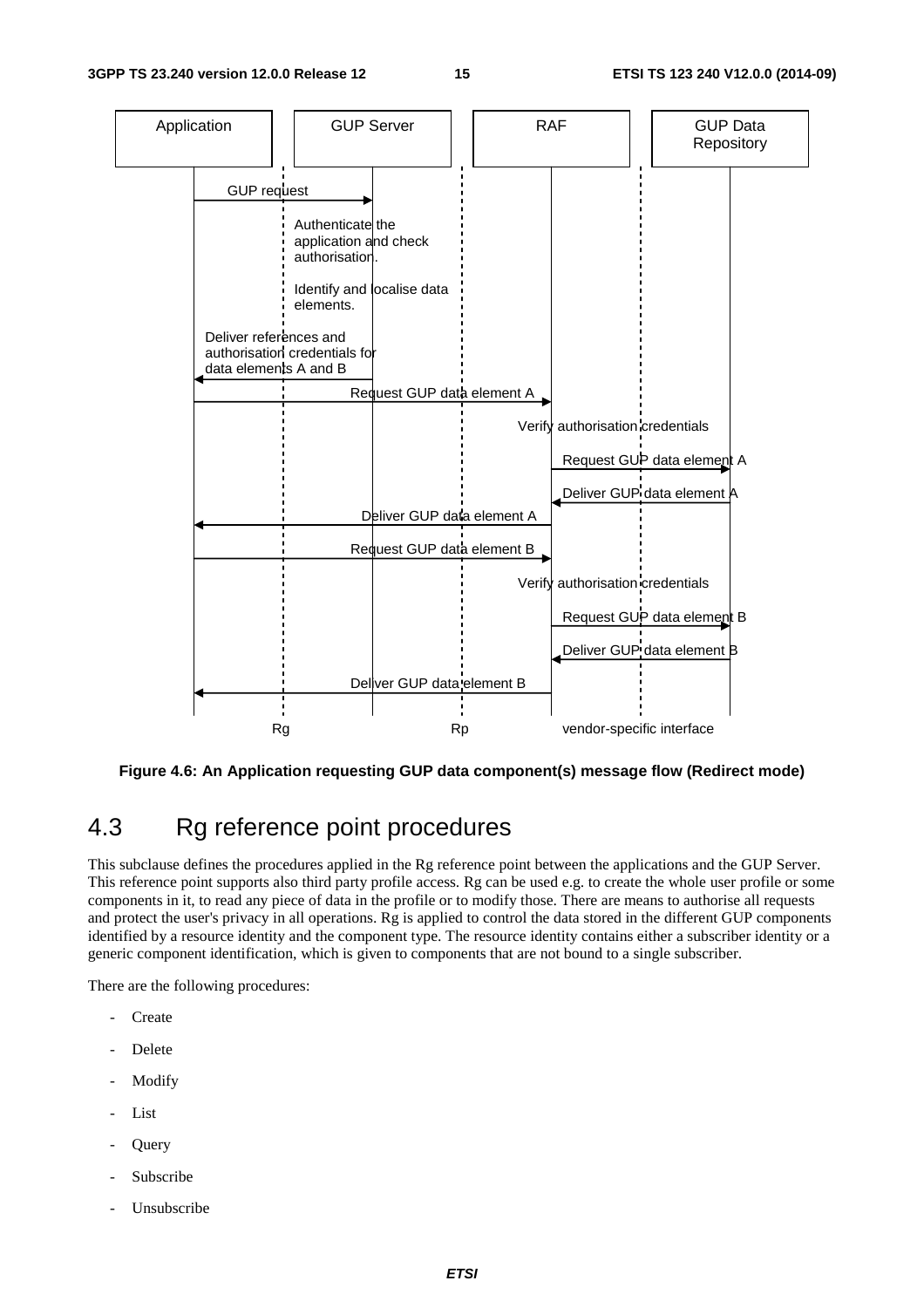Figure 4.6: An Application requesting GUP data component(s) message flow (Redirect mode)

## 4.3 Rg reference point procedures

This subclause defines the procedures applied in the Rg reference point between the applications and the GUP Server. This reference point supports also third party profile access. Rg can be used e.g. to create the whole user profile or some components in it, to read any piece of data in the profile or to modify those. There are means to authorise all requests and protect the user's privacy in all operations. Rg is applied to control the data stored in the different GUP components identified by a resource identity and the component type. The resource identity contains either a subscriber identity or a generic component identification, which is given to components that are not bound to a single subscriber.

There are the following procedures:

- Create
- Delete
- Modify
- List
- Query
- Subscribe
- Unsubscribe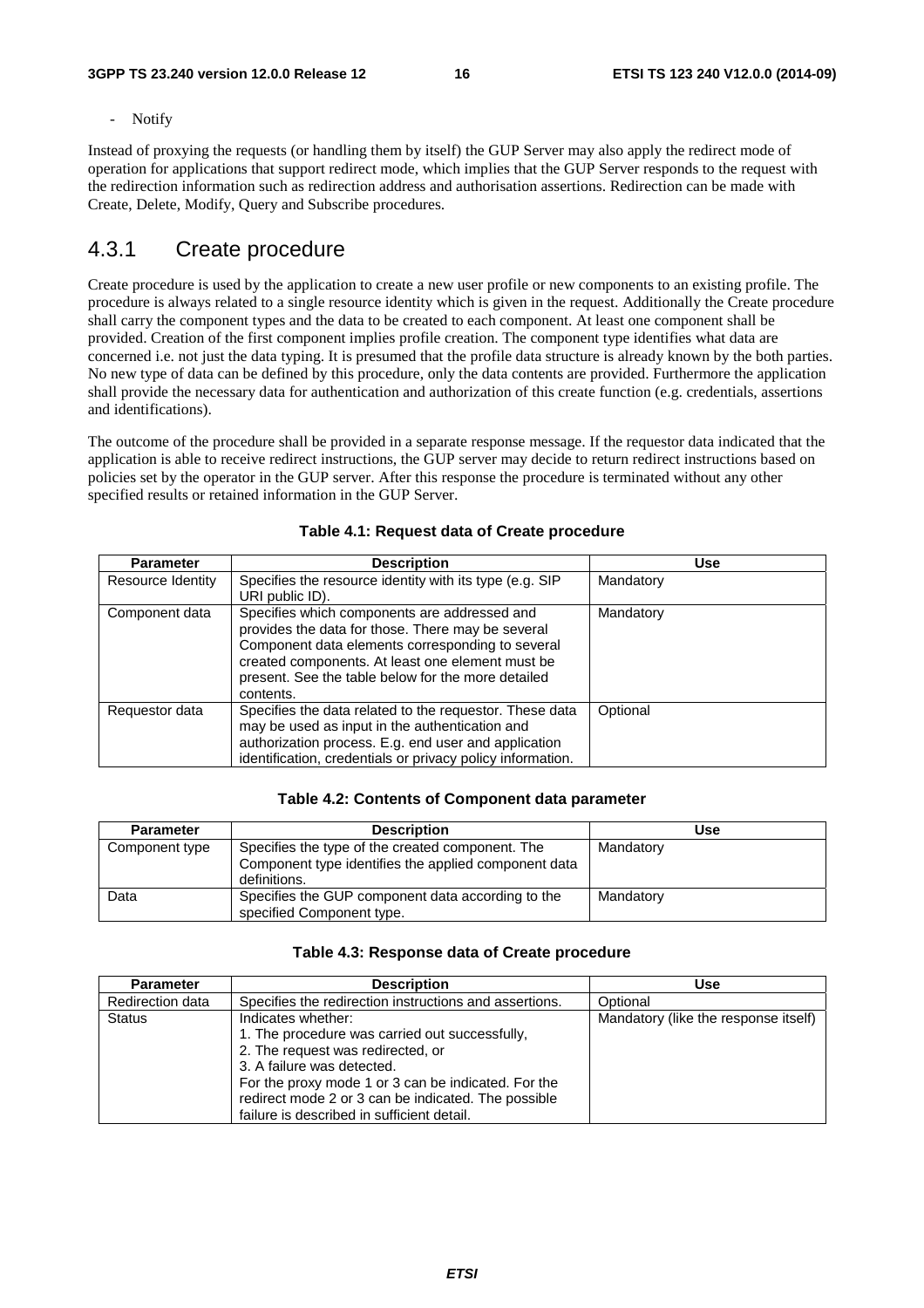- Notify

Instead of proxying the requests (or handling them by itself) the GUP Server may also apply the redirect mode of operation for applications that support redirect mode, which implies that the GUP Server responds to the request with the redirection information such as redirection address and authorisation assertions. Redirection can be made with Create, Delete, Modify, Query and Subscribe procedures.

## 4.3.1 Create procedure

Create procedure is used by the application to create a new user profile or new components to an existing profile. The procedure is always related to a single resource identity which is given in the request. Additionally the Create procedure shall carry the component types and the data to be created to each component. At least one component shall be provided. Creation of the first component implies profile creation. The component type identifies what data are concerned i.e. not just the data typing. It is presumed that the profile data structure is already known by the both parties. No new type of data can be defined by this procedure, only the data contents are provided. Furthermore the application shall provide the necessary data for authentication and authorization of this create function (e.g. credentials, assertions and identifications).

The outcome of the procedure shall be provided in a separate response message. If the requestor data indicated that the application is able to receive redirect instructions, the GUP server may decide to return redirect instructions based on policies set by the operator in the GUP server. After this response the procedure is terminated without any other specified results or retained information in the GUP Server.

**Table 4.1: Request data of Create procedure**

| Parameter | Description | Use |
|---|---|---|
| Resource Identity | Specifies the resource identity with its type (e.g. SIP URI public ID). | Mandatory |
| Component data | Specifies which components are addressed and provides the data for those. There may be several Component data elements corresponding to several created components. At least one element must be present. See the table below for the more detailed contents. | Mandatory |
| Requestor data | Specifies the data related to the requestor. These data may be used as input in the authentication and authorization process. E.g. end user and application identification, credentials or privacy policy information. | Optional |

**Table 4.2: Contents of Component data parameter**

| Parameter | Description | Use |
|---|---|---|
| Component type | Specifies the type of the created component. The Component type identifies the applied component data definitions. | Mandatory |
| Data | Specifies the GUP component data according to the specified Component type. | Mandatory |

**Table 4.3: Response data of Create procedure**

| Parameter | Description | Use |
|---|---|---|
| Redirection data | Specifies the redirection instructions and assertions. | Optional |
| Status | Indicates whether:<br>1. The procedure was carried out successfully,<br>2. The request was redirected, or<br>3. A failure was detected.<br>For the proxy mode 1 or 3 can be indicated. For the redirect mode 2 or 3 can be indicated. The possible failure is described in sufficient detail. | Mandatory (like the response itself) |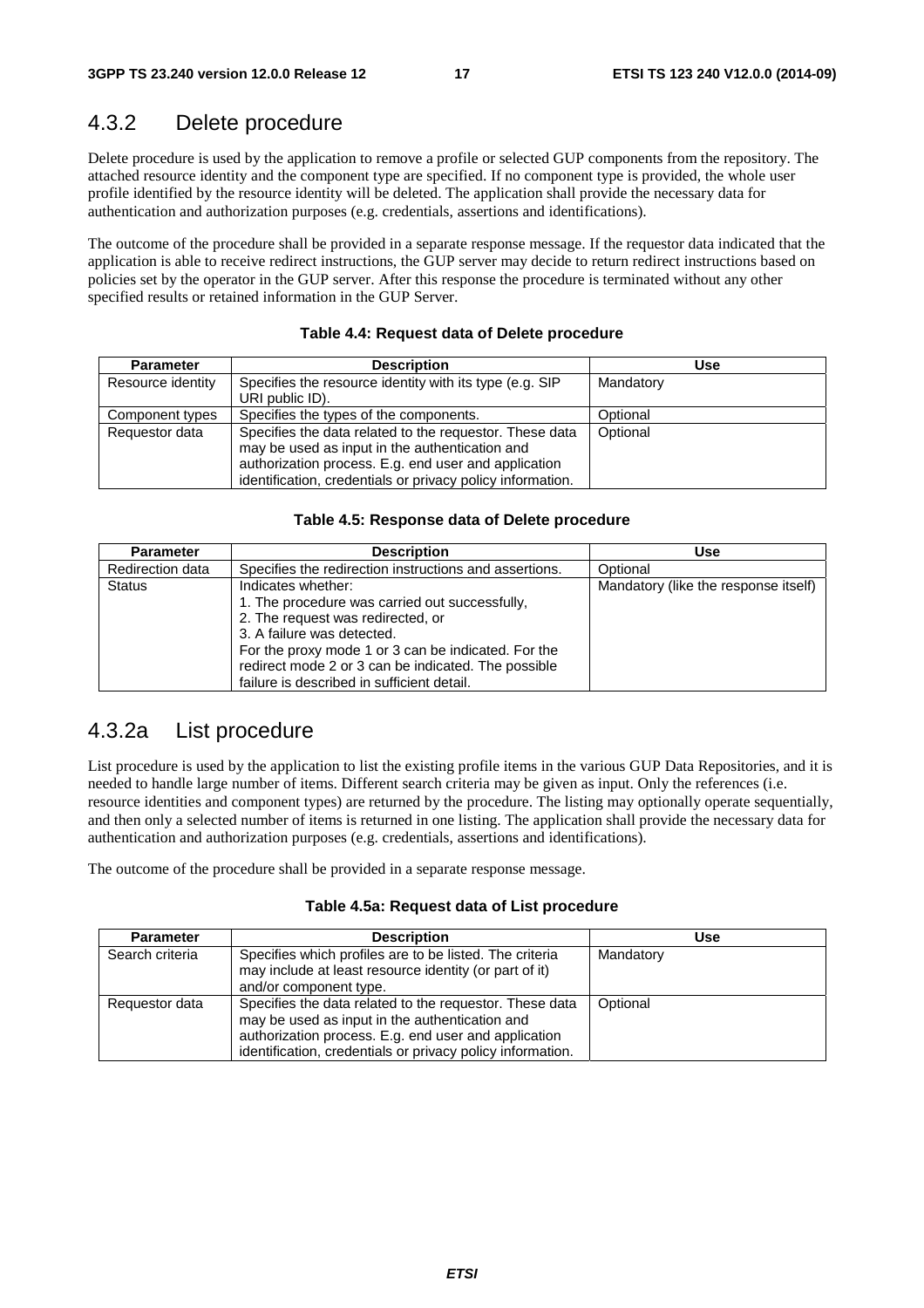### 4.3.2 Delete procedure

Delete procedure is used by the application to remove a profile or selected GUP components from the repository. The attached resource identity and the component type are specified. If no component type is provided, the whole user profile identified by the resource identity will be deleted. The application shall provide the necessary data for authentication and authorization purposes (e.g. credentials, assertions and identifications).

The outcome of the procedure shall be provided in a separate response message. If the requestor data indicated that the application is able to receive redirect instructions, the GUP server may decide to return redirect instructions based on policies set by the operator in the GUP server. After this response the procedure is terminated without any other specified results or retained information in the GUP Server.

**Table 4.4: Request data of Delete procedure**

| Parameter | Description | Use |
|---|---|---|
| Resource identity | Specifies the resource identity with its type (e.g. SIP URI public ID). | Mandatory |
| Component types | Specifies the types of the components. | Optional |
| Requestor data | Specifies the data related to the requestor. These data may be used as input in the authentication and authorization process. E.g. end user and application identification, credentials or privacy policy information. | Optional |

**Table 4.5: Response data of Delete procedure**

| Parameter | Description | Use |
|---|---|---|
| Redirection data | Specifies the redirection instructions and assertions. | Optional |
| Status | Indicates whether:<br>1. The procedure was carried out successfully,<br>2. The request was redirected, or<br>3. A failure was detected.<br>For the proxy mode 1 or 3 can be indicated. For the redirect mode 2 or 3 can be indicated. The possible failure is described in sufficient detail. | Mandatory (like the response itself) |

### 4.3.2a List procedure

List procedure is used by the application to list the existing profile items in the various GUP Data Repositories, and it is needed to handle large number of items. Different search criteria may be given as input. Only the references (i.e. resource identities and component types) are returned by the procedure. The listing may optionally operate sequentially, and then only a selected number of items is returned in one listing. The application shall provide the necessary data for authentication and authorization purposes (e.g. credentials, assertions and identifications).

The outcome of the procedure shall be provided in a separate response message.

**Table 4.5a: Request data of List procedure**

| Parameter | Description | Use |
|---|---|---|
| Search criteria | Specifies which profiles are to be listed. The criteria may include at least resource identity (or part of it) and/or component type. | Mandatory |
| Requestor data | Specifies the data related to the requestor. These data may be used as input in the authentication and authorization process. E.g. end user and application identification, credentials or privacy policy information. | Optional |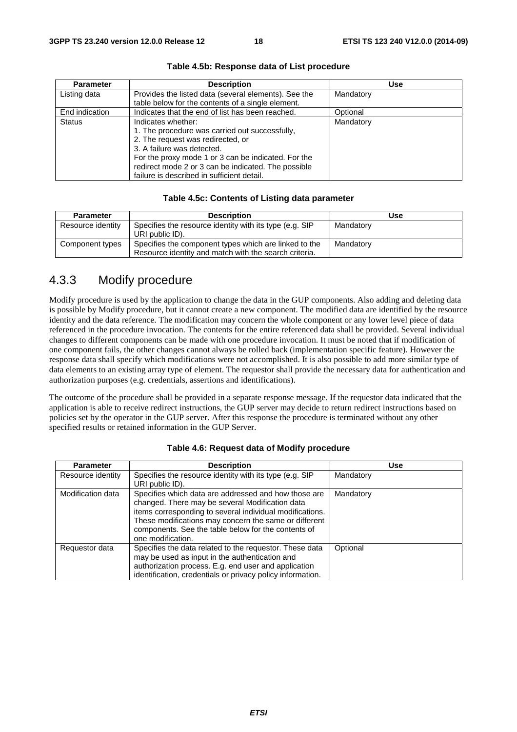**Table 4.5b: Response data of List procedure**

| Parameter | Description | Use |
|---|---|---|
| Listing data | Provides the listed data (several elements). See the table below for the contents of a single element. | Mandatory |
| End indication | Indicates that the end of list has been reached. | Optional |
| Status | Indicates whether:<br>1. The procedure was carried out successfully,<br>2. The request was redirected, or<br>3. A failure was detected.<br>For the proxy mode 1 or 3 can be indicated. For the redirect mode 2 or 3 can be indicated. The possible failure is described in sufficient detail. | Mandatory |

**Table 4.5c: Contents of Listing data parameter**

| Parameter | Description | Use |
|---|---|---|
| Resource identity | Specifies the resource identity with its type (e.g. SIP URI public ID). | Mandatory |
| Component types | Specifies the component types which are linked to the Resource identity and match with the search criteria. | Mandatory |

### 4.3.3 Modify procedure

Modify procedure is used by the application to change the data in the GUP components. Also adding and deleting data is possible by Modify procedure, but it cannot create a new component. The modified data are identified by the resource identity and the data reference. The modification may concern the whole component or any lower level piece of data referenced in the procedure invocation. The contents for the entire referenced data shall be provided. Several individual changes to different components can be made with one procedure invocation. It must be noted that if modification of one component fails, the other changes cannot always be rolled back (implementation specific feature). However the response data shall specify which modifications were not accomplished. It is also possible to add more similar type of data elements to an existing array type of element. The requestor shall provide the necessary data for authentication and authorization purposes (e.g. credentials, assertions and identifications).

The outcome of the procedure shall be provided in a separate response message. If the requestor data indicated that the application is able to receive redirect instructions, the GUP server may decide to return redirect instructions based on policies set by the operator in the GUP server. After this response the procedure is terminated without any other specified results or retained information in the GUP Server.

**Table 4.6: Request data of Modify procedure**

| Parameter | Description | Use |
|---|---|---|
| Resource identity | Specifies the resource identity with its type (e.g. SIP URI public ID). | Mandatory |
| Modification data | Specifies which data are addressed and how those are changed. There may be several Modification data items corresponding to several individual modifications. These modifications may concern the same or different components. See the table below for the contents of one modification. | Mandatory |
| Requestor data | Specifies the data related to the requestor. These data may be used as input in the authentication and authorization process. E.g. end user and application identification, credentials or privacy policy information. | Optional |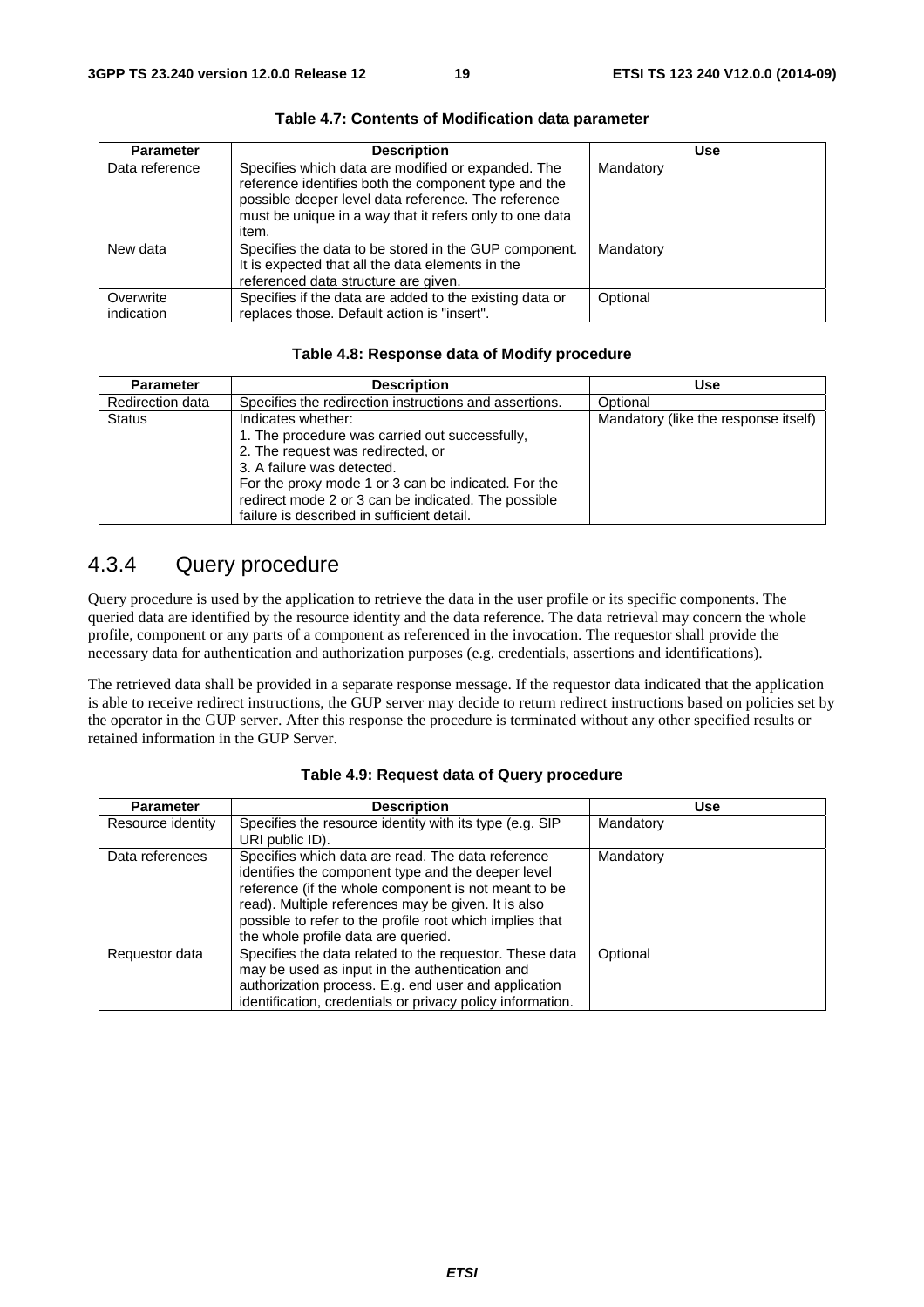**Table 4.7: Contents of Modification data parameter**

| Parameter | Description | Use |
| --- | --- | --- |
| Data reference | Specifies which data are modified or expanded. The reference identifies both the component type and the possible deeper level data reference. The reference must be unique in a way that it refers only to one data item. | Mandatory |
| New data | Specifies the data to be stored in the GUP component. It is expected that all the data elements in the referenced data structure are given. | Mandatory |
| Overwrite indication | Specifies if the data are added to the existing data or replaces those. Default action is "insert". | Optional |

**Table 4.8: Response data of Modify procedure**

| Parameter | Description | Use |
| --- | --- | --- |
| Redirection data | Specifies the redirection instructions and assertions. | Optional |
| Status | Indicates whether:<br>1. The procedure was carried out successfully,<br>2. The request was redirected, or<br>3. A failure was detected.<br>For the proxy mode 1 or 3 can be indicated. For the redirect mode 2 or 3 can be indicated. The possible failure is described in sufficient detail. | Mandatory (like the response itself) |

### 4.3.4 Query procedure

Query procedure is used by the application to retrieve the data in the user profile or its specific components. The queried data are identified by the resource identity and the data reference. The data retrieval may concern the whole profile, component or any parts of a component as referenced in the invocation. The requestor shall provide the necessary data for authentication and authorization purposes (e.g. credentials, assertions and identifications).

The retrieved data shall be provided in a separate response message. If the requestor data indicated that the application is able to receive redirect instructions, the GUP server may decide to return redirect instructions based on policies set by the operator in the GUP server. After this response the procedure is terminated without any other specified results or retained information in the GUP Server.

**Table 4.9: Request data of Query procedure**

| Parameter | Description | Use |
| --- | --- | --- |
| Resource identity | Specifies the resource identity with its type (e.g. SIP URI public ID). | Mandatory |
| Data references | Specifies which data are read. The data reference identifies the component type and the deeper level reference (if the whole component is not meant to be read). Multiple references may be given. It is also possible to refer to the profile root which implies that the whole profile data are queried. | Mandatory |
| Requestor data | Specifies the data related to the requestor. These data may be used as input in the authentication and authorization process. E.g. end user and application identification, credentials or privacy policy information. | Optional |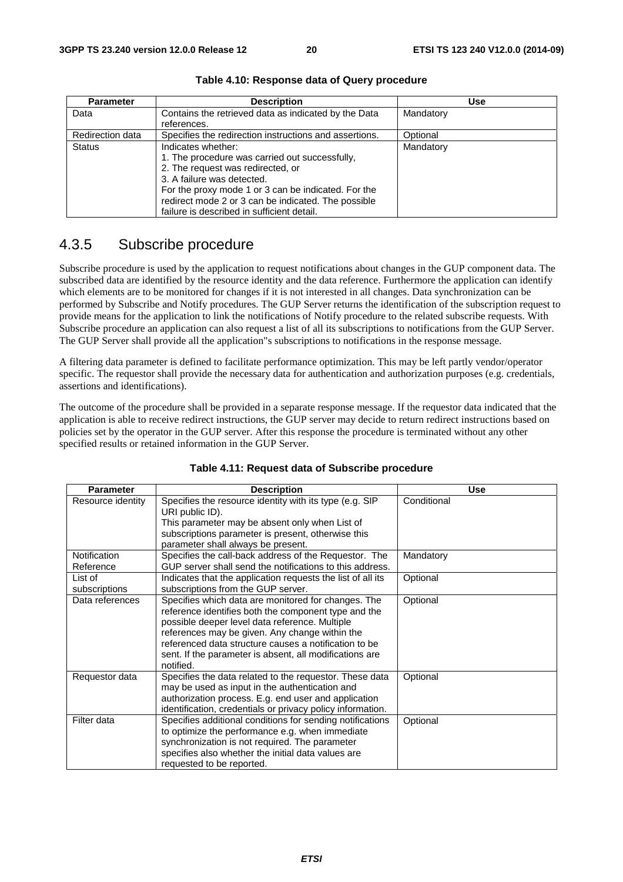**Table 4.10: Response data of Query procedure**

| Parameter | Description | Use |
|---|---|---|
| Data | Contains the retrieved data as indicated by the Data references. | Mandatory |
| Redirection data | Specifies the redirection instructions and assertions. | Optional |
| Status | Indicates whether:<br>1. The procedure was carried out successfully,<br>2. The request was redirected, or<br>3. A failure was detected.<br>For the proxy mode 1 or 3 can be indicated. For the redirect mode 2 or 3 can be indicated. The possible failure is described in sufficient detail. | Mandatory |

## 4.3.5 Subscribe procedure

Subscribe procedure is used by the application to request notifications about changes in the GUP component data. The subscribed data are identified by the resource identity and the data reference. Furthermore the application can identify which elements are to be monitored for changes if it is not interested in all changes. Data synchronization can be performed by Subscribe and Notify procedures. The GUP Server returns the identification of the subscription request to provide means for the application to link the notifications of Notify procedure to the related subscribe requests. With Subscribe procedure an application can also request a list of all its subscriptions to notifications from the GUP Server. The GUP Server shall provide all the application"s subscriptions to notifications in the response message.

A filtering data parameter is defined to facilitate performance optimization. This may be left partly vendor/operator specific. The requestor shall provide the necessary data for authentication and authorization purposes (e.g. credentials, assertions and identifications).

The outcome of the procedure shall be provided in a separate response message. If the requestor data indicated that the application is able to receive redirect instructions, the GUP server may decide to return redirect instructions based on policies set by the operator in the GUP server. After this response the procedure is terminated without any other specified results or retained information in the GUP Server.

**Table 4.11: Request data of Subscribe procedure**

| Parameter | Description | Use |
|---|---|---|
| Resource identity | Specifies the resource identity with its type (e.g. SIP URI public ID).<br>This parameter may be absent only when List of subscriptions parameter is present, otherwise this parameter shall always be present. | Conditional |
| Notification Reference | Specifies the call-back address of the Requestor. The GUP server shall send the notifications to this address. | Mandatory |
| List of subscriptions | Indicates that the application requests the list of all its subscriptions from the GUP server. | Optional |
| Data references | Specifies which data are monitored for changes. The reference identifies both the component type and the possible deeper level data reference. Multiple references may be given. Any change within the referenced data structure causes a notification to be sent. If the parameter is absent, all modifications are notified. | Optional |
| Requestor data | Specifies the data related to the requestor. These data may be used as input in the authentication and authorization process. E.g. end user and application identification, credentials or privacy policy information. | Optional |
| Filter data | Specifies additional conditions for sending notifications to optimize the performance e.g. when immediate synchronization is not required. The parameter specifies also whether the initial data values are requested to be reported. | Optional |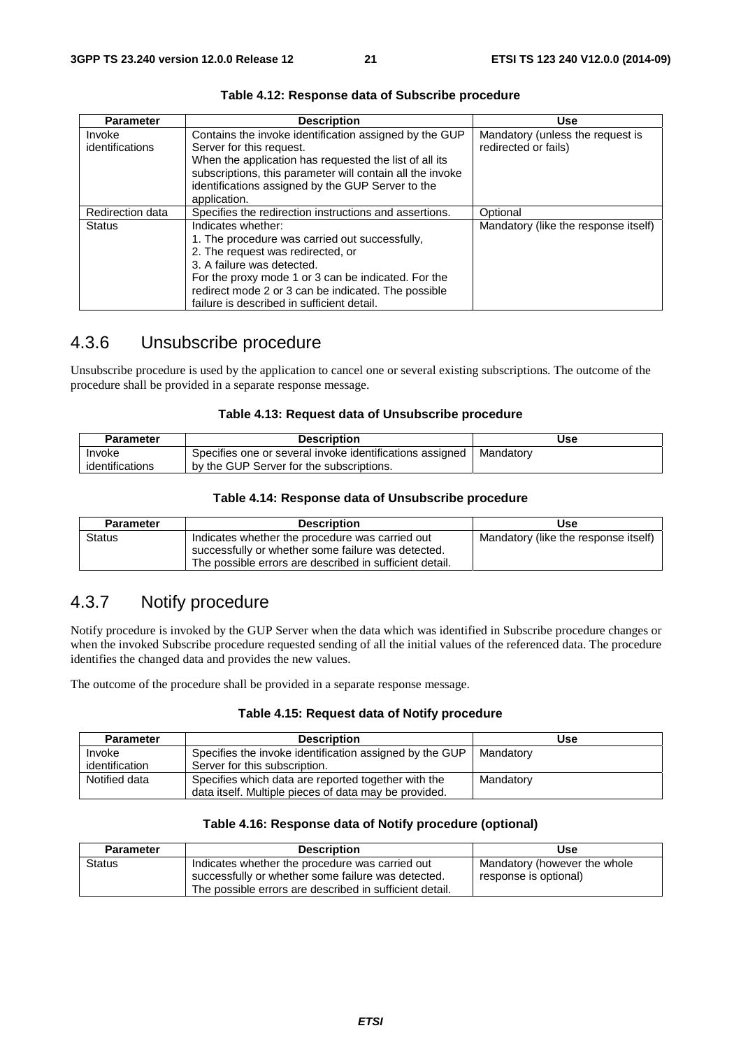**Table 4.12: Response data of Subscribe procedure**

| Parameter | Description | Use |
|---|---|---|
| Invoke identifications | Contains the invoke identification assigned by the GUP Server for this request.<br>When the application has requested the list of all its subscriptions, this parameter will contain all the invoke identifications assigned by the GUP Server to the application. | Mandatory (unless the request is redirected or fails) |
| Redirection data | Specifies the redirection instructions and assertions. | Optional |
| Status | Indicates whether:<br>1. The procedure was carried out successfully,<br>2. The request was redirected, or<br>3. A failure was detected.<br>For the proxy mode 1 or 3 can be indicated. For the redirect mode 2 or 3 can be indicated. The possible failure is described in sufficient detail. | Mandatory (like the response itself) |

## 4.3.6 Unsubscribe procedure

Unsubscribe procedure is used by the application to cancel one or several existing subscriptions. The outcome of the procedure shall be provided in a separate response message.

**Table 4.13: Request data of Unsubscribe procedure**

| Parameter | Description | Use |
|---|---|---|
| Invoke identifications | Specifies one or several invoke identifications assigned by the GUP Server for the subscriptions. | Mandatory |

**Table 4.14: Response data of Unsubscribe procedure**

| Parameter | Description | Use |
|---|---|---|
| Status | Indicates whether the procedure was carried out successfully or whether some failure was detected. The possible errors are described in sufficient detail. | Mandatory (like the response itself) |

## 4.3.7 Notify procedure

Notify procedure is invoked by the GUP Server when the data which was identified in Subscribe procedure changes or when the invoked Subscribe procedure requested sending of all the initial values of the referenced data. The procedure identifies the changed data and provides the new values.

The outcome of the procedure shall be provided in a separate response message.

**Table 4.15: Request data of Notify procedure**

| Parameter | Description | Use |
|---|---|---|
| Invoke identification | Specifies the invoke identification assigned by the GUP Server for this subscription. | Mandatory |
| Notified data | Specifies which data are reported together with the data itself. Multiple pieces of data may be provided. | Mandatory |

**Table 4.16: Response data of Notify procedure (optional)**

| Parameter | Description | Use |
|---|---|---|
| Status | Indicates whether the procedure was carried out successfully or whether some failure was detected. The possible errors are described in sufficient detail. | Mandatory (however the whole response is optional) |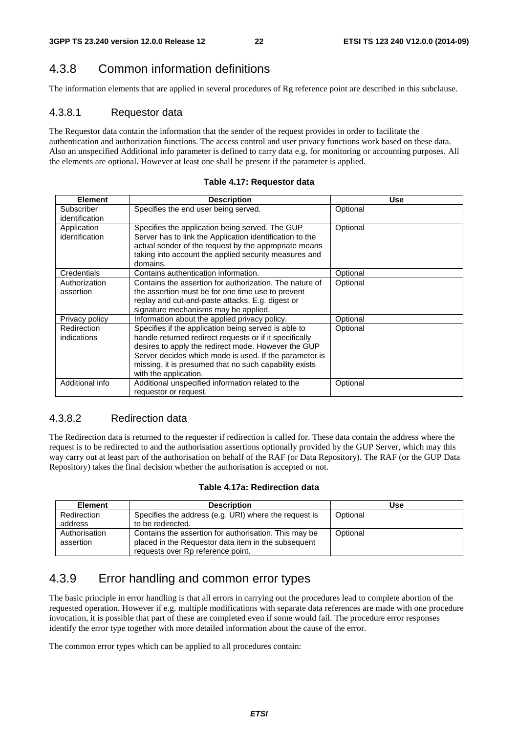### 4.3.8 Common information definitions

The information elements that are applied in several procedures of Rg reference point are described in this subclause.

#### 4.3.8.1 Requestor data

The Requestor data contain the information that the sender of the request provides in order to facilitate the authentication and authorization functions. The access control and user privacy functions work based on these data. Also an unspecified Additional info parameter is defined to carry data e.g. for monitoring or accounting purposes. All the elements are optional. However at least one shall be present if the parameter is applied.

**Table 4.17: Requestor data**

| Element | Description | Use |
| --- | --- | --- |
| Subscriber identification | Specifies the end user being served. | Optional |
| Application identification | Specifies the application being served. The GUP Server has to link the Application identification to the actual sender of the request by the appropriate means taking into account the applied security measures and domains. | Optional |
| Credentials | Contains authentication information. | Optional |
| Authorization assertion | Contains the assertion for authorization. The nature of the assertion must be for one time use to prevent replay and cut-and-paste attacks. E.g. digest or signature mechanisms may be applied. | Optional |
| Privacy policy | Information about the applied privacy policy. | Optional |
| Redirection indications | Specifies if the application being served is able to handle returned redirect requests or if it specifically desires to apply the redirect mode. However the GUP Server decides which mode is used. If the parameter is missing, it is presumed that no such capability exists with the application. | Optional |
| Additional info | Additional unspecified information related to the requestor or request. | Optional |

#### 4.3.8.2 Redirection data

The Redirection data is returned to the requester if redirection is called for. These data contain the address where the request is to be redirected to and the authorisation assertions optionally provided by the GUP Server, which may this way carry out at least part of the authorisation on behalf of the RAF (or Data Repository). The RAF (or the GUP Data Repository) takes the final decision whether the authorisation is accepted or not.

**Table 4.17a: Redirection data**

| Element | Description | Use |
| --- | --- | --- |
| Redirection address | Specifies the address (e.g. URI) where the request is to be redirected. | Optional |
| Authorisation assertion | Contains the assertion for authorisation. This may be placed in the Requestor data item in the subsequent requests over Rp reference point. | Optional |

### 4.3.9 Error handling and common error types

The basic principle in error handling is that all errors in carrying out the procedures lead to complete abortion of the requested operation. However if e.g. multiple modifications with separate data references are made with one procedure invocation, it is possible that part of these are completed even if some would fail. The procedure error responses identify the error type together with more detailed information about the cause of the error.

The common error types which can be applied to all procedures contain: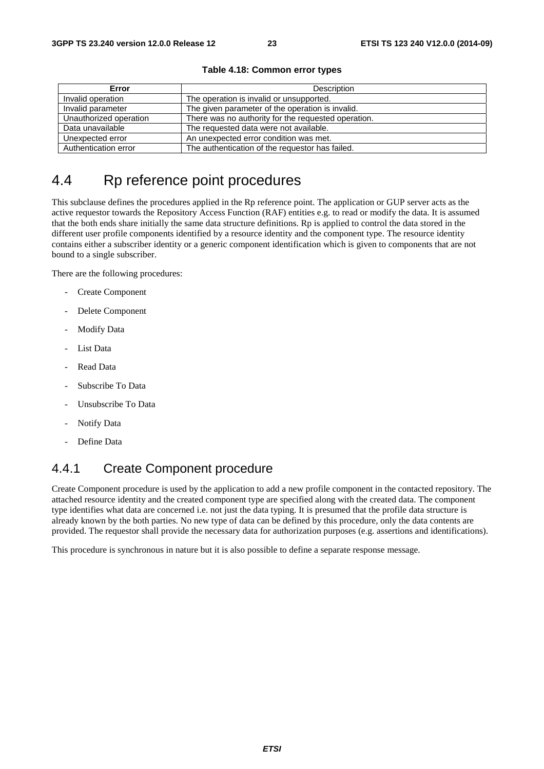**Table 4.18: Common error types**

| Error | Description |
|---|---|
| Invalid operation | The operation is invalid or unsupported. |
| Invalid parameter | The given parameter of the operation is invalid. |
| Unauthorized operation | There was no authority for the requested operation. |
| Data unavailable | The requested data were not available. |
| Unexpected error | An unexpected error condition was met. |
| Authentication error | The authentication of the requestor has failed. |

## 4.4 Rp reference point procedures

This subclause defines the procedures applied in the Rp reference point. The application or GUP server acts as the active requestor towards the Repository Access Function (RAF) entities e.g. to read or modify the data. It is assumed that the both ends share initially the same data structure definitions. Rp is applied to control the data stored in the different user profile components identified by a resource identity and the component type. The resource identity contains either a subscriber identity or a generic component identification which is given to components that are not bound to a single subscriber.

There are the following procedures:

- Create Component
- Delete Component
- Modify Data
- List Data
- Read Data
- Subscribe To Data
- Unsubscribe To Data
- Notify Data
- Define Data

### 4.4.1 Create Component procedure

Create Component procedure is used by the application to add a new profile component in the contacted repository. The attached resource identity and the created component type are specified along with the created data. The component type identifies what data are concerned i.e. not just the data typing. It is presumed that the profile data structure is already known by the both parties. No new type of data can be defined by this procedure, only the data contents are provided. The requestor shall provide the necessary data for authorization purposes (e.g. assertions and identifications).

This procedure is synchronous in nature but it is also possible to define a separate response message.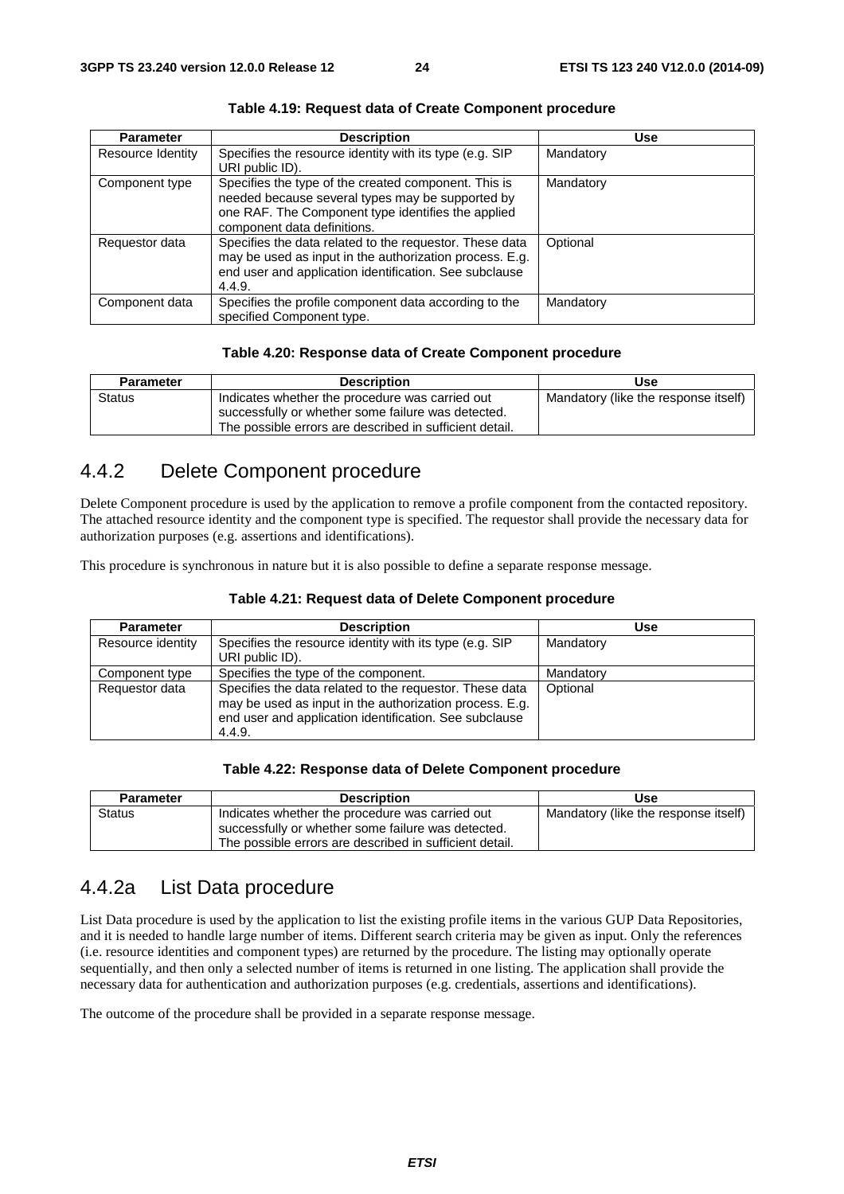**Table 4.19: Request data of Create Component procedure**

| Parameter | Description | Use |
|---|---|---|
| Resource Identity | Specifies the resource identity with its type (e.g. SIP URI public ID). | Mandatory |
| Component type | Specifies the type of the created component. This is needed because several types may be supported by one RAF. The Component type identifies the applied component data definitions. | Mandatory |
| Requestor data | Specifies the data related to the requestor. These data may be used as input in the authorization process. E.g. end user and application identification. See subclause 4.4.9. | Optional |
| Component data | Specifies the profile component data according to the specified Component type. | Mandatory |

**Table 4.20: Response data of Create Component procedure**

| Parameter | Description | Use |
|---|---|---|
| Status | Indicates whether the procedure was carried out successfully or whether some failure was detected. The possible errors are described in sufficient detail. | Mandatory (like the response itself) |

## 4.4.2 Delete Component procedure

Delete Component procedure is used by the application to remove a profile component from the contacted repository. The attached resource identity and the component type is specified. The requestor shall provide the necessary data for authorization purposes (e.g. assertions and identifications).

This procedure is synchronous in nature but it is also possible to define a separate response message.

**Table 4.21: Request data of Delete Component procedure**

| Parameter | Description | Use |
|---|---|---|
| Resource identity | Specifies the resource identity with its type (e.g. SIP URI public ID). | Mandatory |
| Component type | Specifies the type of the component. | Mandatory |
| Requestor data | Specifies the data related to the requestor. These data may be used as input in the authorization process. E.g. end user and application identification. See subclause 4.4.9. | Optional |

**Table 4.22: Response data of Delete Component procedure**

| Parameter | Description | Use |
|---|---|---|
| Status | Indicates whether the procedure was carried out successfully or whether some failure was detected. The possible errors are described in sufficient detail. | Mandatory (like the response itself) |

## 4.4.2a List Data procedure

List Data procedure is used by the application to list the existing profile items in the various GUP Data Repositories, and it is needed to handle large number of items. Different search criteria may be given as input. Only the references (i.e. resource identities and component types) are returned by the procedure. The listing may optionally operate sequentially, and then only a selected number of items is returned in one listing. The application shall provide the necessary data for authentication and authorization purposes (e.g. credentials, assertions and identifications).

The outcome of the procedure shall be provided in a separate response message.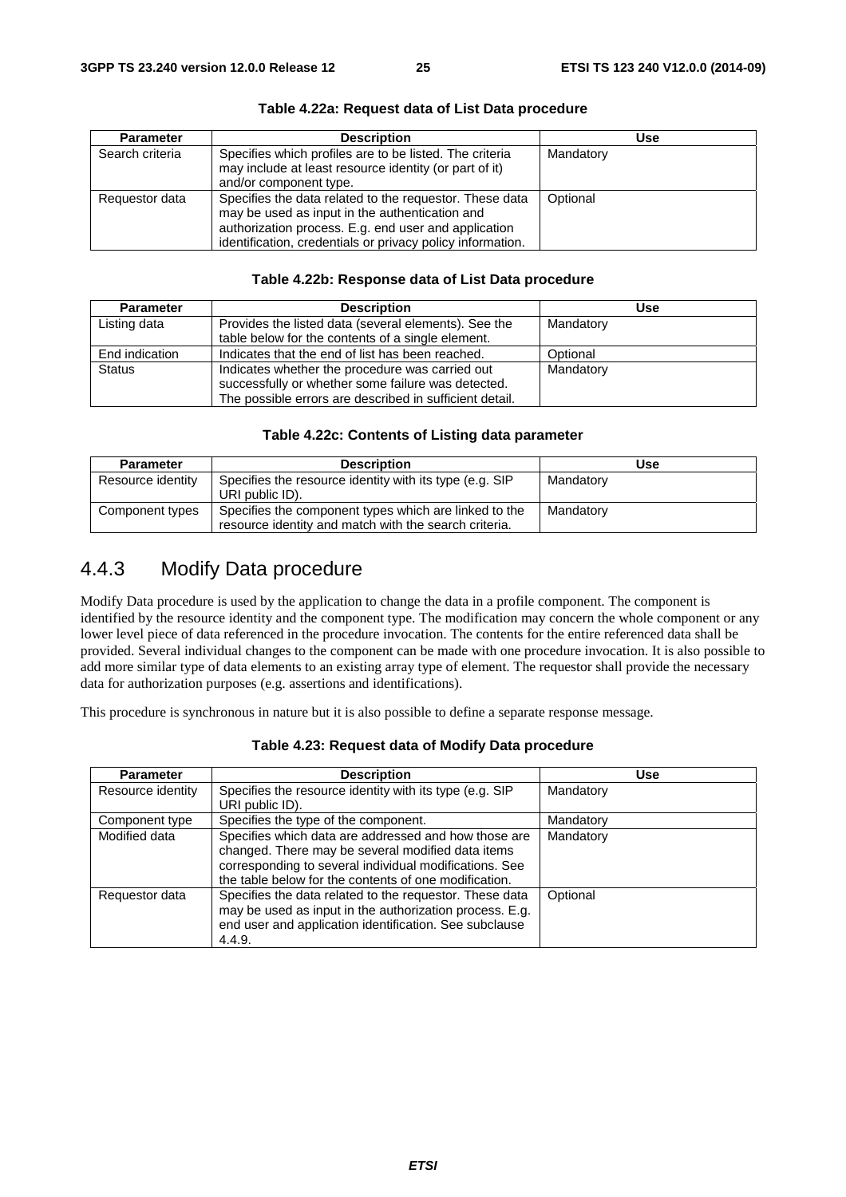**Table 4.22a: Request data of List Data procedure**

| Parameter | Description | Use |
| --- | --- | --- |
| Search criteria | Specifies which profiles are to be listed. The criteria may include at least resource identity (or part of it) and/or component type. | Mandatory |
| Requestor data | Specifies the data related to the requestor. These data may be used as input in the authentication and authorization process. E.g. end user and application identification, credentials or privacy policy information. | Optional |

**Table 4.22b: Response data of List Data procedure**

| Parameter | Description | Use |
| --- | --- | --- |
| Listing data | Provides the listed data (several elements). See the table below for the contents of a single element. | Mandatory |
| End indication | Indicates that the end of list has been reached. | Optional |
| Status | Indicates whether the procedure was carried out successfully or whether some failure was detected. The possible errors are described in sufficient detail. | Mandatory |

**Table 4.22c: Contents of Listing data parameter**

| Parameter | Description | Use |
| --- | --- | --- |
| Resource identity | Specifies the resource identity with its type (e.g. SIP URI public ID). | Mandatory |
| Component types | Specifies the component types which are linked to the resource identity and match with the search criteria. | Mandatory |

### 4.4.3 Modify Data procedure

Modify Data procedure is used by the application to change the data in a profile component. The component is identified by the resource identity and the component type. The modification may concern the whole component or any lower level piece of data referenced in the procedure invocation. The contents for the entire referenced data shall be provided. Several individual changes to the component can be made with one procedure invocation. It is also possible to add more similar type of data elements to an existing array type of element. The requestor shall provide the necessary data for authorization purposes (e.g. assertions and identifications).

This procedure is synchronous in nature but it is also possible to define a separate response message.

**Table 4.23: Request data of Modify Data procedure**

| Parameter | Description | Use |
| --- | --- | --- |
| Resource identity | Specifies the resource identity with its type (e.g. SIP URI public ID). | Mandatory |
| Component type | Specifies the type of the component. | Mandatory |
| Modified data | Specifies which data are addressed and how those are changed. There may be several modified data items corresponding to several individual modifications. See the table below for the contents of one modification. | Mandatory |
| Requestor data | Specifies the data related to the requestor. These data may be used as input in the authorization process. E.g. end user and application identification. See subclause 4.4.9. | Optional |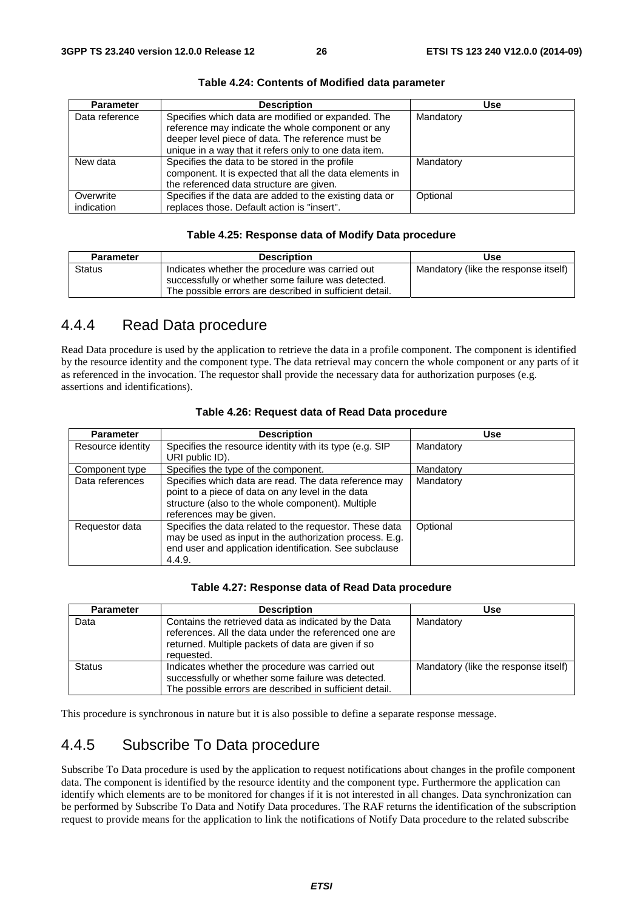**Table 4.24: Contents of Modified data parameter**

| Parameter | Description | Use |
|---|---|---|
| Data reference | Specifies which data are modified or expanded. The reference may indicate the whole component or any deeper level piece of data. The reference must be unique in a way that it refers only to one data item. | Mandatory |
| New data | Specifies the data to be stored in the profile component. It is expected that all the data elements in the referenced data structure are given. | Mandatory |
| Overwrite indication | Specifies if the data are added to the existing data or replaces those. Default action is "insert". | Optional |

**Table 4.25: Response data of Modify Data procedure**

| Parameter | Description | Use |
|---|---|---|
| Status | Indicates whether the procedure was carried out successfully or whether some failure was detected. The possible errors are described in sufficient detail. | Mandatory (like the response itself) |

## 4.4.4 Read Data procedure

Read Data procedure is used by the application to retrieve the data in a profile component. The component is identified by the resource identity and the component type. The data retrieval may concern the whole component or any parts of it as referenced in the invocation. The requestor shall provide the necessary data for authorization purposes (e.g. assertions and identifications).

**Table 4.26: Request data of Read Data procedure**

| Parameter | Description | Use |
|---|---|---|
| Resource identity | Specifies the resource identity with its type (e.g. SIP URI public ID). | Mandatory |
| Component type | Specifies the type of the component. | Mandatory |
| Data references | Specifies which data are read. The data reference may point to a piece of data on any level in the data structure (also to the whole component). Multiple references may be given. | Mandatory |
| Requestor data | Specifies the data related to the requestor. These data may be used as input in the authorization process. E.g. end user and application identification. See subclause 4.4.9. | Optional |

**Table 4.27: Response data of Read Data procedure**

| Parameter | Description | Use |
|---|---|---|
| Data | Contains the retrieved data as indicated by the Data references. All the data under the referenced one are returned. Multiple packets of data are given if so requested. | Mandatory |
| Status | Indicates whether the procedure was carried out successfully or whether some failure was detected. The possible errors are described in sufficient detail. | Mandatory (like the response itself) |

This procedure is synchronous in nature but it is also possible to define a separate response message.

## 4.4.5 Subscribe To Data procedure

Subscribe To Data procedure is used by the application to request notifications about changes in the profile component data. The component is identified by the resource identity and the component type. Furthermore the application can identify which elements are to be monitored for changes if it is not interested in all changes. Data synchronization can be performed by Subscribe To Data and Notify Data procedures. The RAF returns the identification of the subscription request to provide means for the application to link the notifications of Notify Data procedure to the related subscribe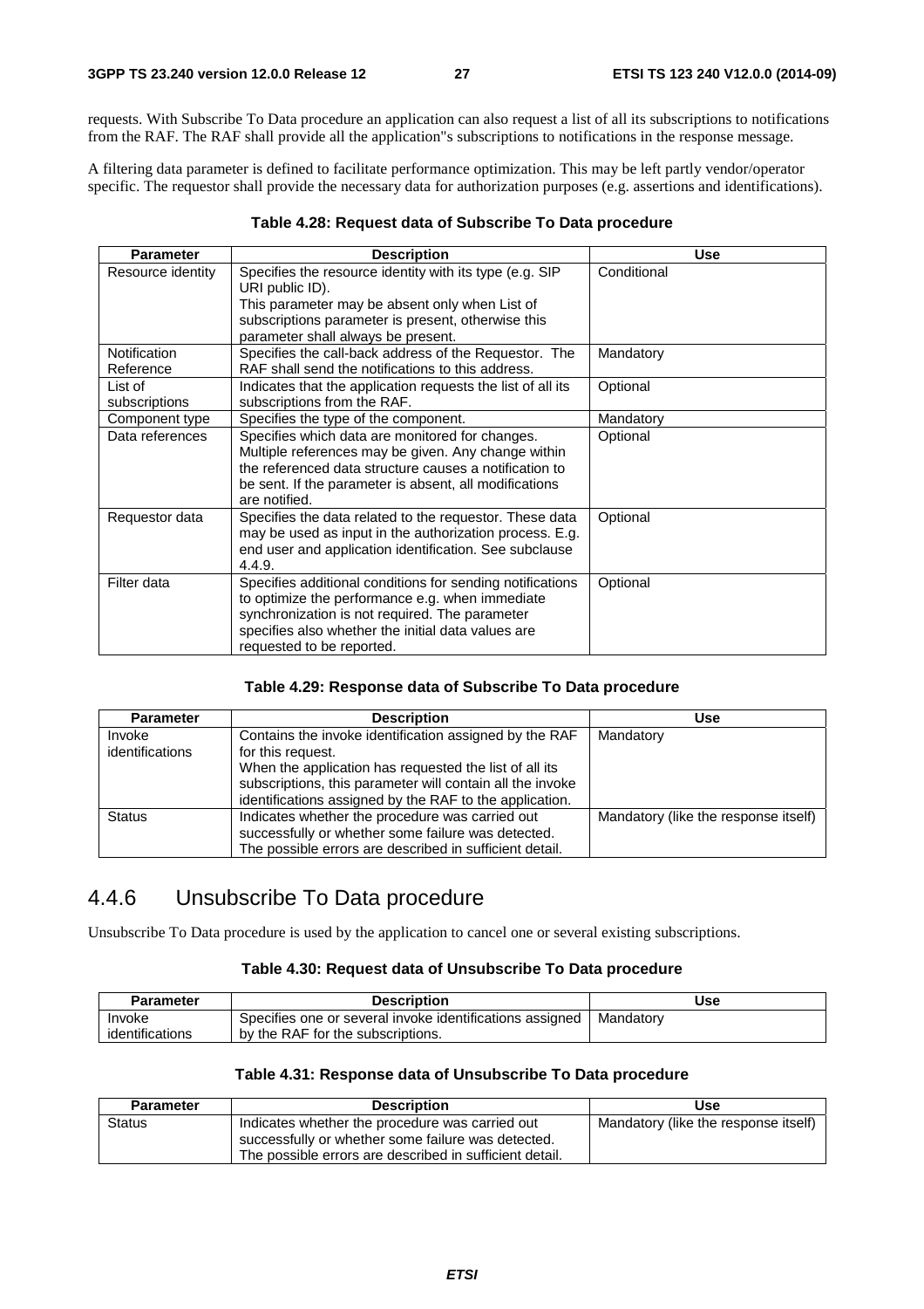requests. With Subscribe To Data procedure an application can also request a list of all its subscriptions to notifications from the RAF. The RAF shall provide all the application"s subscriptions to notifications in the response message.

A filtering data parameter is defined to facilitate performance optimization. This may be left partly vendor/operator specific. The requestor shall provide the necessary data for authorization purposes (e.g. assertions and identifications).

**Table 4.28: Request data of Subscribe To Data procedure**

| Parameter | Description | Use |
|---|---|---|
| Resource identity | Specifies the resource identity with its type (e.g. SIP URI public ID). This parameter may be absent only when List of subscriptions parameter is present, otherwise this parameter shall always be present. | Conditional |
| Notification Reference | Specifies the call-back address of the Requestor. The RAF shall send the notifications to this address. | Mandatory |
| List of subscriptions | Indicates that the application requests the list of all its subscriptions from the RAF. | Optional |
| Component type | Specifies the type of the component. | Mandatory |
| Data references | Specifies which data are monitored for changes. Multiple references may be given. Any change within the referenced data structure causes a notification to be sent. If the parameter is absent, all modifications are notified. | Optional |
| Requestor data | Specifies the data related to the requestor. These data may be used as input in the authorization process. E.g. end user and application identification. See subclause 4.4.9. | Optional |
| Filter data | Specifies additional conditions for sending notifications to optimize the performance e.g. when immediate synchronization is not required. The parameter specifies also whether the initial data values are requested to be reported. | Optional |

**Table 4.29: Response data of Subscribe To Data procedure**

| Parameter | Description | Use |
|---|---|---|
| Invoke identifications | Contains the invoke identification assigned by the RAF for this request. When the application has requested the list of all its subscriptions, this parameter will contain all the invoke identifications assigned by the RAF to the application. | Mandatory |
| Status | Indicates whether the procedure was carried out successfully or whether some failure was detected. The possible errors are described in sufficient detail. | Mandatory (like the response itself) |

### 4.4.6 Unsubscribe To Data procedure

Unsubscribe To Data procedure is used by the application to cancel one or several existing subscriptions.

**Table 4.30: Request data of Unsubscribe To Data procedure**

| Parameter | Description | Use |
|---|---|---|
| Invoke identifications | Specifies one or several invoke identifications assigned by the RAF for the subscriptions. | Mandatory |

**Table 4.31: Response data of Unsubscribe To Data procedure**

| Parameter | Description | Use |
|---|---|---|
| Status | Indicates whether the procedure was carried out successfully or whether some failure was detected. The possible errors are described in sufficient detail. | Mandatory (like the response itself) |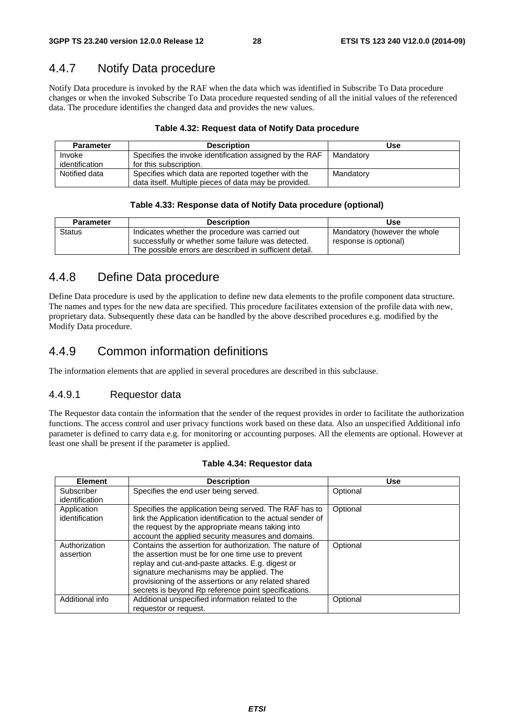### 4.4.7 Notify Data procedure

Notify Data procedure is invoked by the RAF when the data which was identified in Subscribe To Data procedure changes or when the invoked Subscribe To Data procedure requested sending of all the initial values of the referenced data. The procedure identifies the changed data and provides the new values.

**Table 4.32: Request data of Notify Data procedure**

| Parameter | Description | Use |
|---|---|---|
| Invoke identification | Specifies the invoke identification assigned by the RAF for this subscription. | Mandatory |
| Notified data | Specifies which data are reported together with the data itself. Multiple pieces of data may be provided. | Mandatory |

**Table 4.33: Response data of Notify Data procedure (optional)**

| Parameter | Description | Use |
|---|---|---|
| Status | Indicates whether the procedure was carried out successfully or whether some failure was detected. The possible errors are described in sufficient detail. | Mandatory (however the whole response is optional) |

### 4.4.8 Define Data procedure

Define Data procedure is used by the application to define new data elements to the profile component data structure. The names and types for the new data are specified. This procedure facilitates extension of the profile data with new, proprietary data. Subsequently these data can be handled by the above described procedures e.g. modified by the Modify Data procedure.

### 4.4.9 Common information definitions

The information elements that are applied in several procedures are described in this subclause.

#### 4.4.9.1 Requestor data

The Requestor data contain the information that the sender of the request provides in order to facilitate the authorization functions. The access control and user privacy functions work based on these data. Also an unspecified Additional info parameter is defined to carry data e.g. for monitoring or accounting purposes. All the elements are optional. However at least one shall be present if the parameter is applied.

**Table 4.34: Requestor data**

| Element | Description | Use |
|---|---|---|
| Subscriber identification | Specifies the end user being served. | Optional |
| Application identification | Specifies the application being served. The RAF has to link the Application identification to the actual sender of the request by the appropriate means taking into account the applied security measures and domains. | Optional |
| Authorization assertion | Contains the assertion for authorization. The nature of the assertion must be for one time use to prevent replay and cut-and-paste attacks. E.g. digest or signature mechanisms may be applied. The provisioning of the assertions or any related shared secrets is beyond Rp reference point specifications. | Optional |
| Additional info | Additional unspecified information related to the requestor or request. | Optional |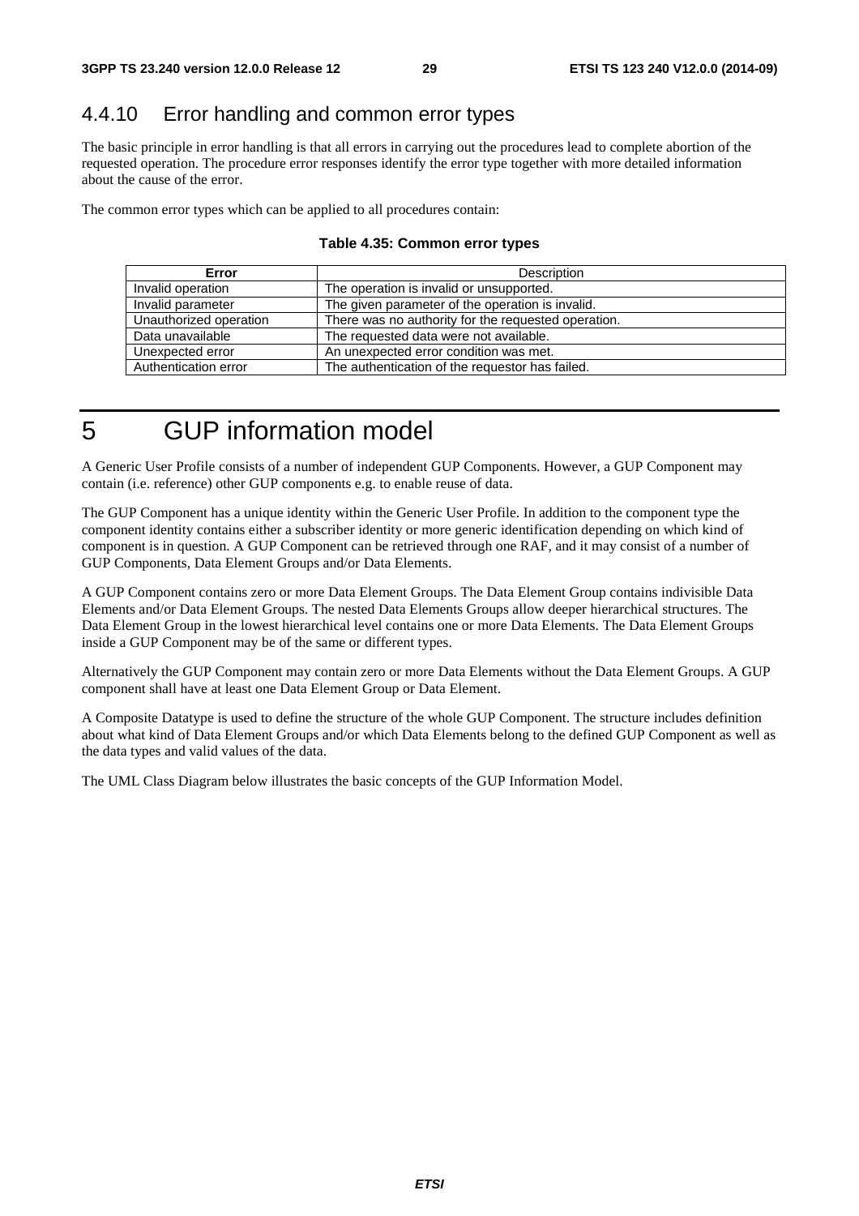### 4.4.10 Error handling and common error types

The basic principle in error handling is that all errors in carrying out the procedures lead to complete abortion of the requested operation. The procedure error responses identify the error type together with more detailed information about the cause of the error.

The common error types which can be applied to all procedures contain:

**Table 4.35: Common error types**

| Error | Description |
|---|---|
| Invalid operation | The operation is invalid or unsupported. |
| Invalid parameter | The given parameter of the operation is invalid. |
| Unauthorized operation | There was no authority for the requested operation. |
| Data unavailable | The requested data were not available. |
| Unexpected error | An unexpected error condition was met. |
| Authentication error | The authentication of the requestor has failed. |

# 5 GUP information model

A Generic User Profile consists of a number of independent GUP Components. However, a GUP Component may contain (i.e. reference) other GUP components e.g. to enable reuse of data.

The GUP Component has a unique identity within the Generic User Profile. In addition to the component type the component identity contains either a subscriber identity or more generic identification depending on which kind of component is in question. A GUP Component can be retrieved through one RAF, and it may consist of a number of GUP Components, Data Element Groups and/or Data Elements.

A GUP Component contains zero or more Data Element Groups. The Data Element Group contains indivisible Data Elements and/or Data Element Groups. The nested Data Elements Groups allow deeper hierarchical structures. The Data Element Group in the lowest hierarchical level contains one or more Data Elements. The Data Element Groups inside a GUP Component may be of the same or different types.

Alternatively the GUP Component may contain zero or more Data Elements without the Data Element Groups. A GUP component shall have at least one Data Element Group or Data Element.

A Composite Datatype is used to define the structure of the whole GUP Component. The structure includes definition about what kind of Data Element Groups and/or which Data Elements belong to the defined GUP Component as well as the data types and valid values of the data.

The UML Class Diagram below illustrates the basic concepts of the GUP Information Model.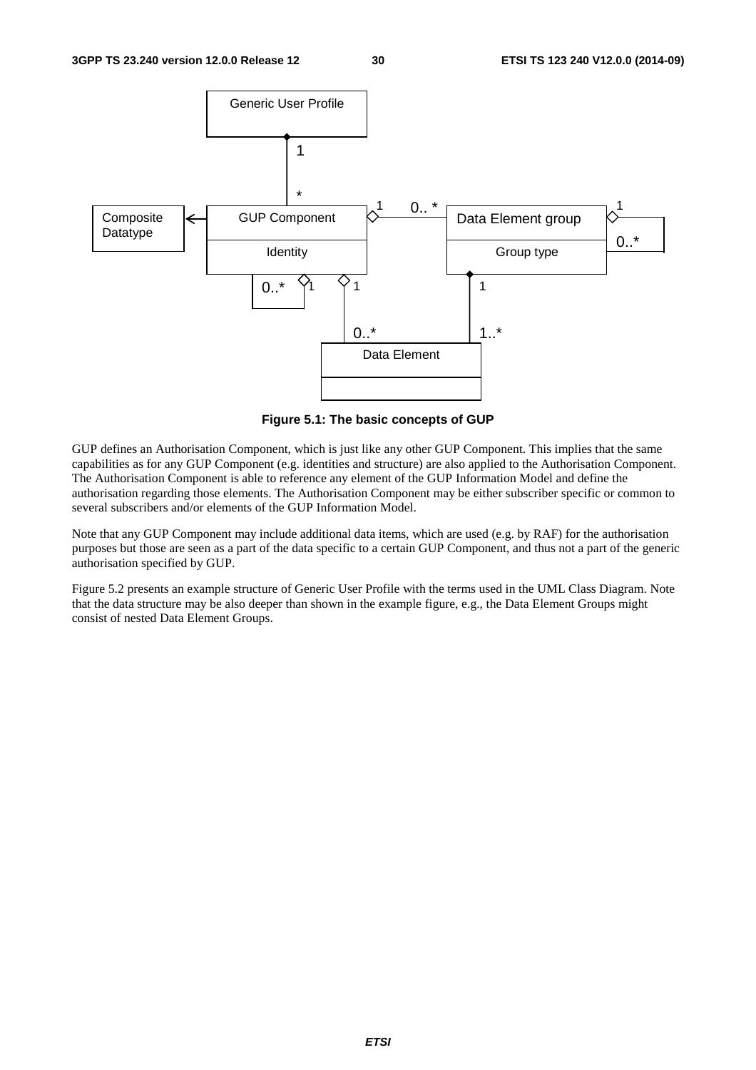**Figure 5.1: The basic concepts of GUP**

GUP defines an Authorisation Component, which is just like any other GUP Component. This implies that the same capabilities as for any GUP Component (e.g. identities and structure) are also applied to the Authorisation Component. The Authorisation Component is able to reference any element of the GUP Information Model and define the authorisation regarding those elements. The Authorisation Component may be either subscriber specific or common to several subscribers and/or elements of the GUP Information Model.

Note that any GUP Component may include additional data items, which are used (e.g. by RAF) for the authorisation purposes but those are seen as a part of the data specific to a certain GUP Component, and thus not a part of the generic authorisation specified by GUP.

Figure 5.2 presents an example structure of Generic User Profile with the terms used in the UML Class Diagram. Note that the data structure may be also deeper than shown in the example figure, e.g., the Data Element Groups might consist of nested Data Element Groups.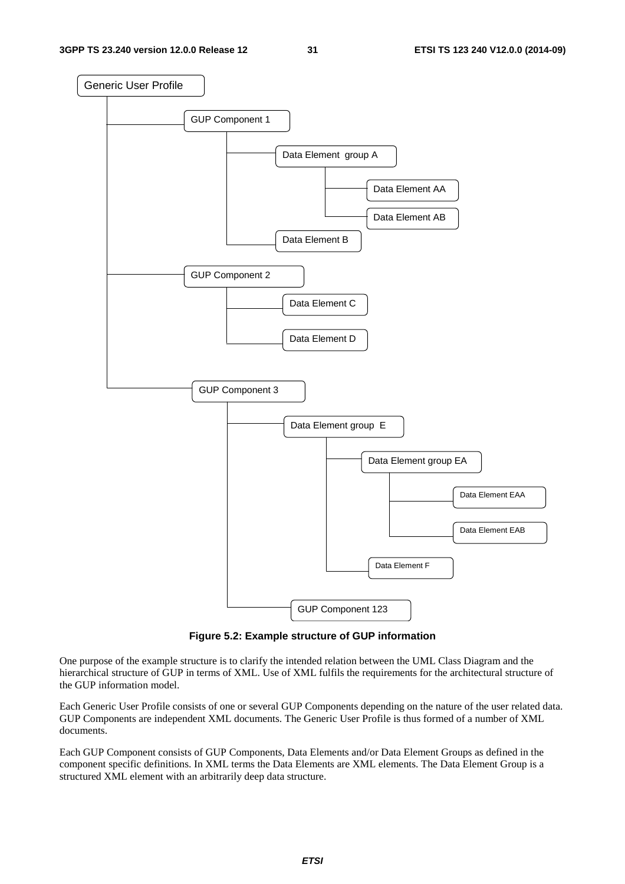Generic User Profile
- GUP Component 1
  - Data Element group A
    - Data Element AA
    - Data Element AB
  - Data Element B
- GUP Component 2
  - Data Element C
  - Data Element D
- GUP Component 3
  - Data Element group E
    - Data Element group EA
      - Data Element EAA
      - Data Element EAB
    - Data Element F
  - GUP Component 123

**Figure 5.2: Example structure of GUP information**

One purpose of the example structure is to clarify the intended relation between the UML Class Diagram and the hierarchical structure of GUP in terms of XML. Use of XML fulfils the requirements for the architectural structure of the GUP information model.

Each Generic User Profile consists of one or several GUP Components depending on the nature of the user related data. GUP Components are independent XML documents. The Generic User Profile is thus formed of a number of XML documents.

Each GUP Component consists of GUP Components, Data Elements and/or Data Element Groups as defined in the component specific definitions. In XML terms the Data Elements are XML elements. The Data Element Group is a structured XML element with an arbitrarily deep data structure.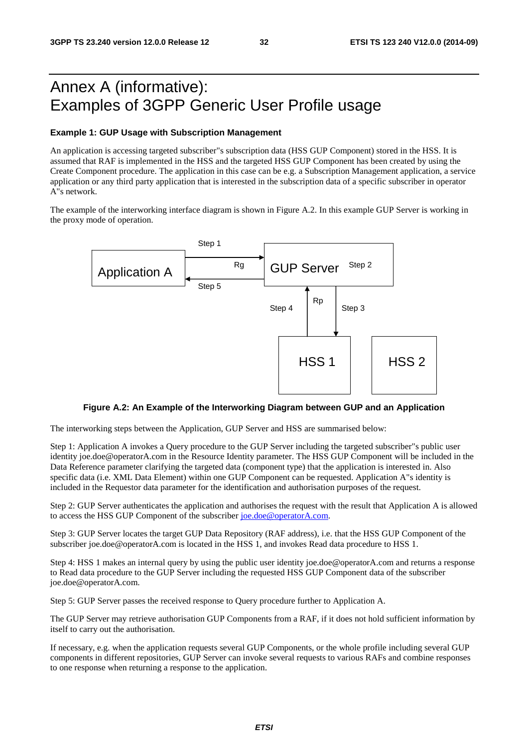# Annex A (informative): Examples of 3GPP Generic User Profile usage

**Example 1: GUP Usage with Subscription Management**

An application is accessing targeted subscriber"s subscription data (HSS GUP Component) stored in the HSS. It is assumed that RAF is implemented in the HSS and the targeted HSS GUP Component has been created by using the Create Component procedure. The application in this case can be e.g. a Subscription Management application, a service application or any third party application that is interested in the subscription data of a specific subscriber in operator A"s network.

The example of the interworking interface diagram is shown in Figure A.2. In this example GUP Server is working in the proxy mode of operation.

**Figure A.2: An Example of the Interworking Diagram between GUP and an Application**

The interworking steps between the Application, GUP Server and HSS are summarised below:

Step 1: Application A invokes a Query procedure to the GUP Server including the targeted subscriber"s public user identity joe.doe@operatorA.com in the Resource Identity parameter. The HSS GUP Component will be included in the Data Reference parameter clarifying the targeted data (component type) that the application is interested in. Also specific data (i.e. XML Data Element) within one GUP Component can be requested. Application A"s identity is included in the Requestor data parameter for the identification and authorisation purposes of the request.

Step 2: GUP Server authenticates the application and authorises the request with the result that Application A is allowed to access the HSS GUP Component of the subscriber joe.doe@operatorA.com.

Step 3: GUP Server locates the target GUP Data Repository (RAF address), i.e. that the HSS GUP Component of the subscriber joe.doe@operatorA.com is located in the HSS 1, and invokes Read data procedure to HSS 1.

Step 4: HSS 1 makes an internal query by using the public user identity joe.doe@operatorA.com and returns a response to Read data procedure to the GUP Server including the requested HSS GUP Component data of the subscriber joe.doe@operatorA.com.

Step 5: GUP Server passes the received response to Query procedure further to Application A.

The GUP Server may retrieve authorisation GUP Components from a RAF, if it does not hold sufficient information by itself to carry out the authorisation.

If necessary, e.g. when the application requests several GUP Components, or the whole profile including several GUP components in different repositories, GUP Server can invoke several requests to various RAFs and combine responses to one response when returning a response to the application.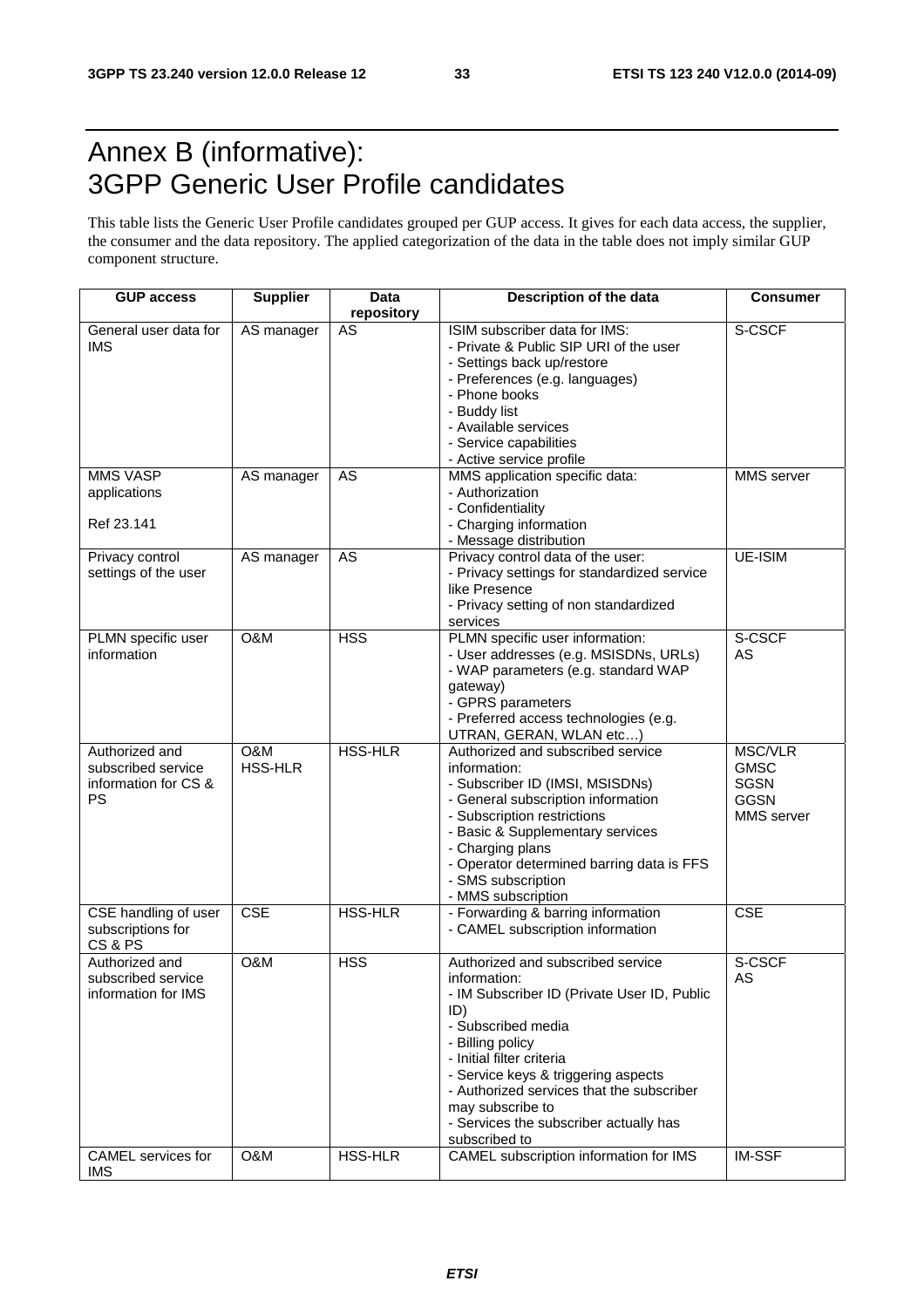# Annex B (informative): 3GPP Generic User Profile candidates

This table lists the Generic User Profile candidates grouped per GUP access. It gives for each data access, the supplier, the consumer and the data repository. The applied categorization of the data in the table does not imply similar GUP component structure.

| GUP access | Supplier | Data repository | Description of the data | Consumer |
|---|---|---|---|---|
| General user data for IMS | AS manager | AS | ISIM subscriber data for IMS:<br>- Private & Public SIP URI of the user<br>- Settings back up/restore<br>- Preferences (e.g. languages)<br>- Phone books<br>- Buddy list<br>- Available services<br>- Service capabilities<br>- Active service profile | S-CSCF |
| MMS VASP applications<br><br>Ref 23.141 | AS manager | AS | MMS application specific data:<br>- Authorization<br>- Confidentiality<br>- Charging information<br>- Message distribution | MMS server |
| Privacy control settings of the user | AS manager | AS | Privacy control data of the user:<br>- Privacy settings for standardized service like Presence<br>- Privacy setting of non standardized services | UE-ISIM |
| PLMN specific user information | O&M | HSS | PLMN specific user information:<br>- User addresses (e.g. MSISDNs, URLs)<br>- WAP parameters (e.g. standard WAP gateway)<br>- GPRS parameters<br>- Preferred access technologies (e.g. UTRAN, GERAN, WLAN etc…) | S-CSCF<br>AS |
| Authorized and subscribed service information for CS & PS | O&M<br>HSS-HLR | HSS-HLR | Authorized and subscribed service information:<br>- Subscriber ID (IMSI, MSISDNs)<br>- General subscription information<br>- Subscription restrictions<br>- Basic & Supplementary services<br>- Charging plans<br>- Operator determined barring data is FFS<br>- SMS subscription<br>- MMS subscription | MSC/VLR<br>GMSC<br>SGSN<br>GGSN<br>MMS server |
| CSE handling of user subscriptions for CS & PS | CSE | HSS-HLR | - Forwarding & barring information<br>- CAMEL subscription information | CSE |
| Authorized and subscribed service information for IMS | O&M | HSS | Authorized and subscribed service information:<br>- IM Subscriber ID (Private User ID, Public ID)<br>- Subscribed media<br>- Billing policy<br>- Initial filter criteria<br>- Service keys & triggering aspects<br>- Authorized services that the subscriber may subscribe to<br>- Services the subscriber actually has subscribed to | S-CSCF<br>AS |
| CAMEL services for IMS | O&M | HSS-HLR | CAMEL subscription information for IMS | IM-SSF |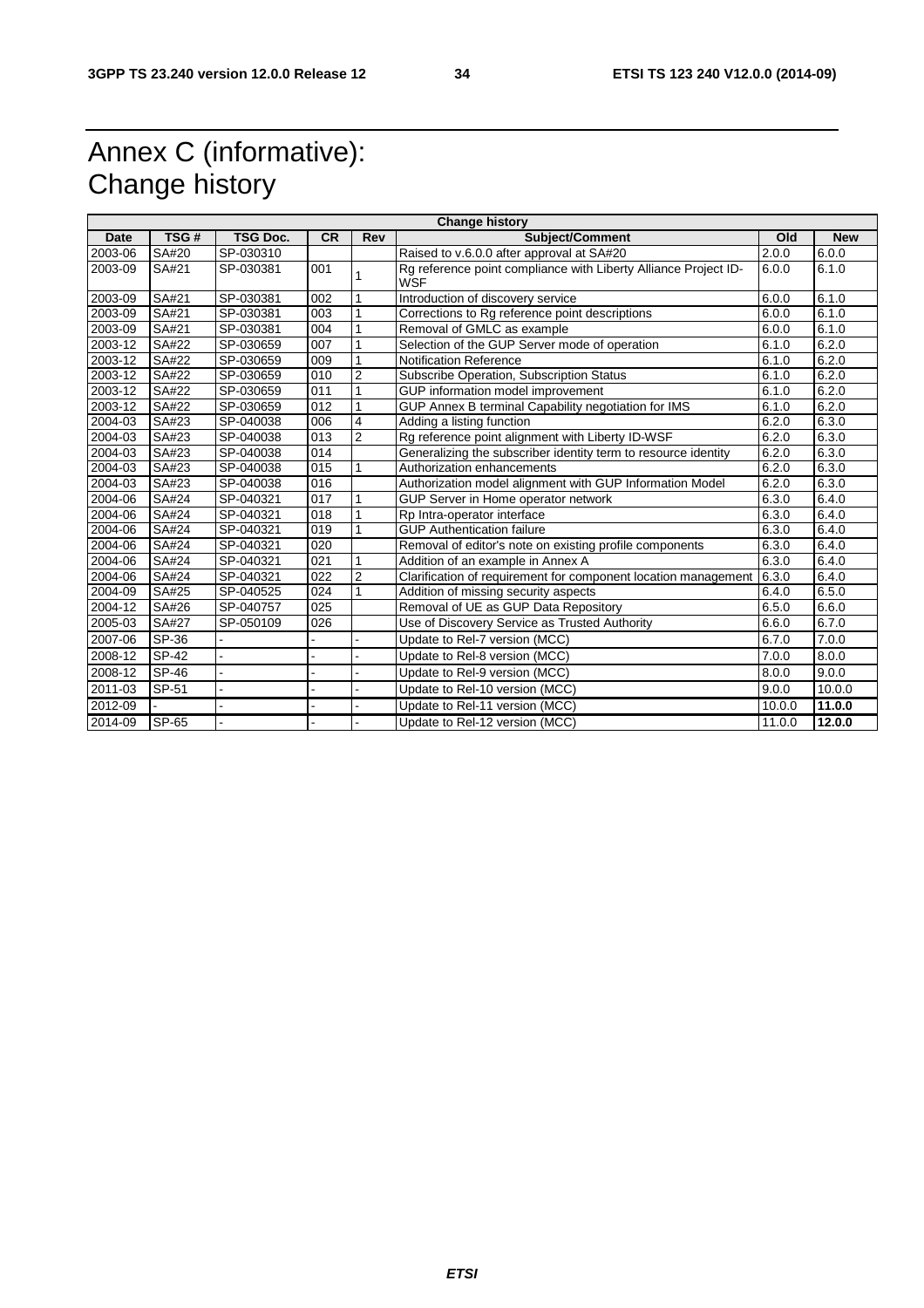# Annex C (informative): Change history

| Change history | | | | | | | |
|---|---|---|---|---|---|---|---|
| **Date** | **TSG #** | **TSG Doc.** | **CR** | **Rev** | **Subject/Comment** | **Old** | **New** |
| 2003-06 | SA#20 | SP-030310 | | | Raised to v.6.0.0 after approval at SA#20 | 2.0.0 | 6.0.0 |
| 2003-09 | SA#21 | SP-030381 | 001 | 1 | Rg reference point compliance with Liberty Alliance Project ID-WSF | 6.0.0 | 6.1.0 |
| 2003-09 | SA#21 | SP-030381 | 002 | 1 | Introduction of discovery service | 6.0.0 | 6.1.0 |
| 2003-09 | SA#21 | SP-030381 | 003 | 1 | Corrections to Rg reference point descriptions | 6.0.0 | 6.1.0 |
| 2003-09 | SA#21 | SP-030381 | 004 | 1 | Removal of GMLC as example | 6.0.0 | 6.1.0 |
| 2003-12 | SA#22 | SP-030659 | 007 | 1 | Selection of the GUP Server mode of operation | 6.1.0 | 6.2.0 |
| 2003-12 | SA#22 | SP-030659 | 009 | 1 | Notification Reference | 6.1.0 | 6.2.0 |
| 2003-12 | SA#22 | SP-030659 | 010 | 2 | Subscribe Operation, Subscription Status | 6.1.0 | 6.2.0 |
| 2003-12 | SA#22 | SP-030659 | 011 | 1 | GUP information model improvement | 6.1.0 | 6.2.0 |
| 2003-12 | SA#22 | SP-030659 | 012 | 1 | GUP Annex B terminal Capability negotiation for IMS | 6.1.0 | 6.2.0 |
| 2004-03 | SA#23 | SP-040038 | 006 | 4 | Adding a listing function | 6.2.0 | 6.3.0 |
| 2004-03 | SA#23 | SP-040038 | 013 | 2 | Rg reference point alignment with Liberty ID-WSF | 6.2.0 | 6.3.0 |
| 2004-03 | SA#23 | SP-040038 | 014 | | Generalizing the subscriber identity term to resource identity | 6.2.0 | 6.3.0 |
| 2004-03 | SA#23 | SP-040038 | 015 | 1 | Authorization enhancements | 6.2.0 | 6.3.0 |
| 2004-03 | SA#23 | SP-040038 | 016 | | Authorization model alignment with GUP Information Model | 6.2.0 | 6.3.0 |
| 2004-06 | SA#24 | SP-040321 | 017 | 1 | GUP Server in Home operator network | 6.3.0 | 6.4.0 |
| 2004-06 | SA#24 | SP-040321 | 018 | 1 | Rp Intra-operator interface | 6.3.0 | 6.4.0 |
| 2004-06 | SA#24 | SP-040321 | 019 | 1 | GUP Authentication failure | 6.3.0 | 6.4.0 |
| 2004-06 | SA#24 | SP-040321 | 020 | | Removal of editor's note on existing profile components | 6.3.0 | 6.4.0 |
| 2004-06 | SA#24 | SP-040321 | 021 | 1 | Addition of an example in Annex A | 6.3.0 | 6.4.0 |
| 2004-06 | SA#24 | SP-040321 | 022 | 2 | Clarification of requirement for component location management | 6.3.0 | 6.4.0 |
| 2004-09 | SA#25 | SP-040525 | 024 | 1 | Addition of missing security aspects | 6.4.0 | 6.5.0 |
| 2004-12 | SA#26 | SP-040757 | 025 | | Removal of UE as GUP Data Repository | 6.5.0 | 6.6.0 |
| 2005-03 | SA#27 | SP-050109 | 026 | | Use of Discovery Service as Trusted Authority | 6.6.0 | 6.7.0 |
| 2007-06 | SP-36 | - | - | - | Update to Rel-7 version (MCC) | 6.7.0 | 7.0.0 |
| 2008-12 | SP-42 | - | - | - | Update to Rel-8 version (MCC) | 7.0.0 | 8.0.0 |
| 2008-12 | SP-46 | - | - | - | Update to Rel-9 version (MCC) | 8.0.0 | 9.0.0 |
| 2011-03 | SP-51 | - | - | - | Update to Rel-10 version (MCC) | 9.0.0 | 10.0.0 |
| 2012-09 | - | - | - | - | Update to Rel-11 version (MCC) | 10.0.0 | **11.0.0** |
| 2014-09 | SP-65 | - | - | - | Update to Rel-12 version (MCC) | 11.0.0 | **12.0.0** |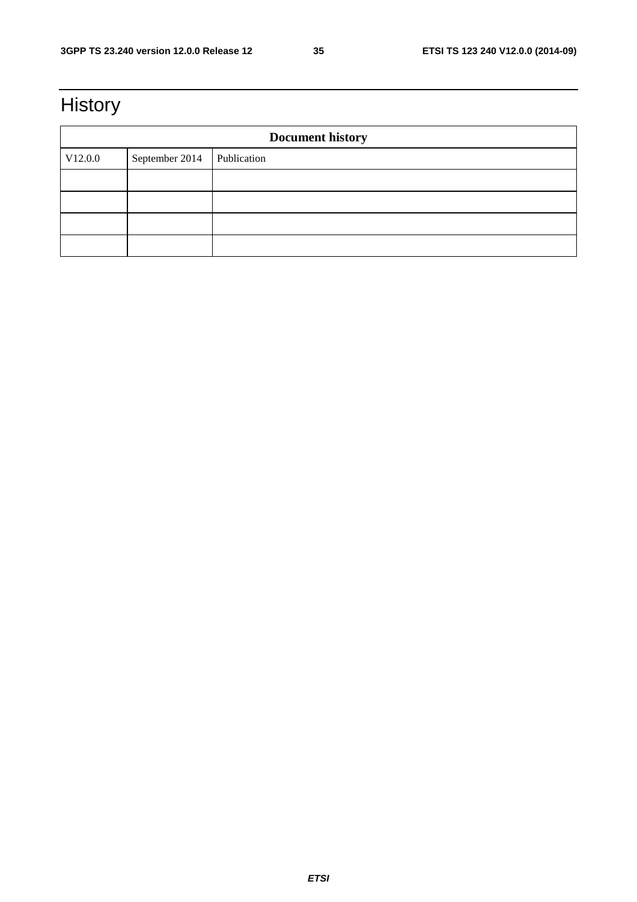# History

| Document history | | |
|---|---|---|
| V12.0.0 | September 2014 | Publication |
| | | |
| | | |
| | | |
| | | |